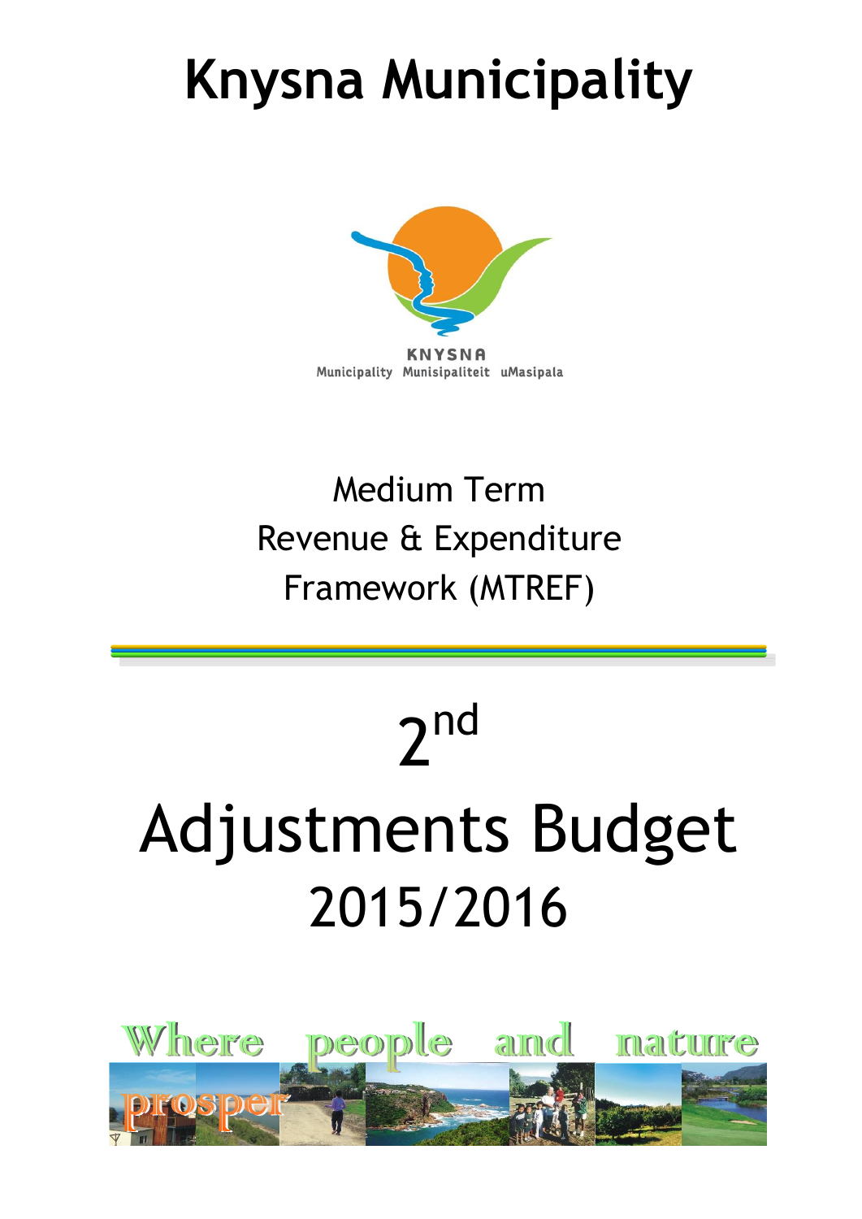# Knysna Municipality

KNYSNA
Municipality Munisipaliteit uMasipala

Medium Term
Revenue & Expenditure
Framework (MTREF)

# 2nd Adjustments Budget 2015/2016

Where people and nature prosper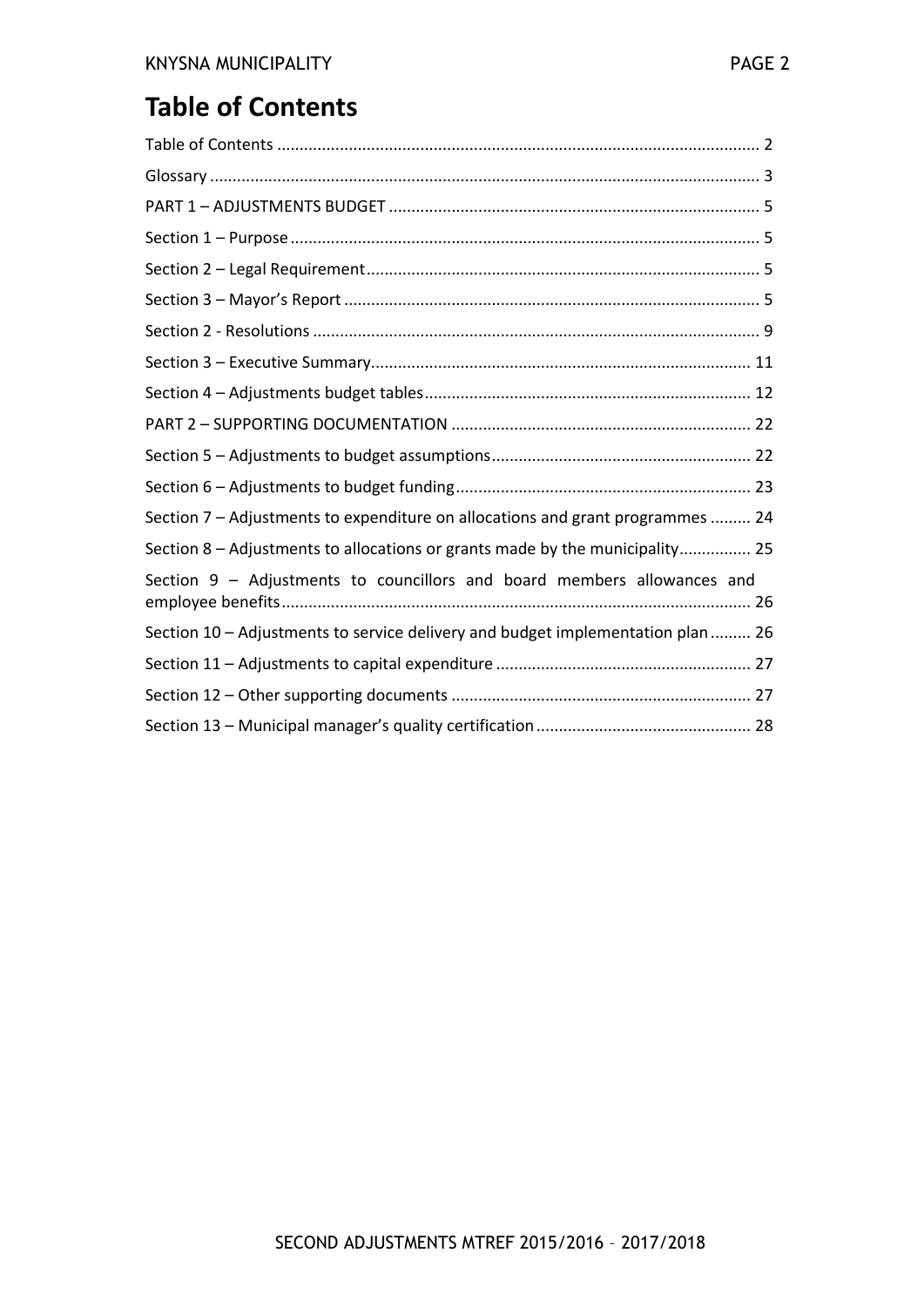# Table of Contents

Table of Contents .......... 2
Glossary .......... 3
PART 1 – ADJUSTMENTS BUDGET .......... 5
Section 1 – Purpose .......... 5
Section 2 – Legal Requirement .......... 5
Section 3 – Mayor's Report .......... 5
Section 2 - Resolutions .......... 9
Section 3 – Executive Summary .......... 11
Section 4 – Adjustments budget tables .......... 12
PART 2 – SUPPORTING DOCUMENTATION .......... 22
Section 5 – Adjustments to budget assumptions .......... 22
Section 6 – Adjustments to budget funding .......... 23
Section 7 – Adjustments to expenditure on allocations and grant programmes .......... 24
Section 8 – Adjustments to allocations or grants made by the municipality .......... 25
Section 9 – Adjustments to councillors and board members allowances and employee benefits .......... 26
Section 10 – Adjustments to service delivery and budget implementation plan .......... 26
Section 11 – Adjustments to capital expenditure .......... 27
Section 12 – Other supporting documents .......... 27
Section 13 – Municipal manager's quality certification .......... 28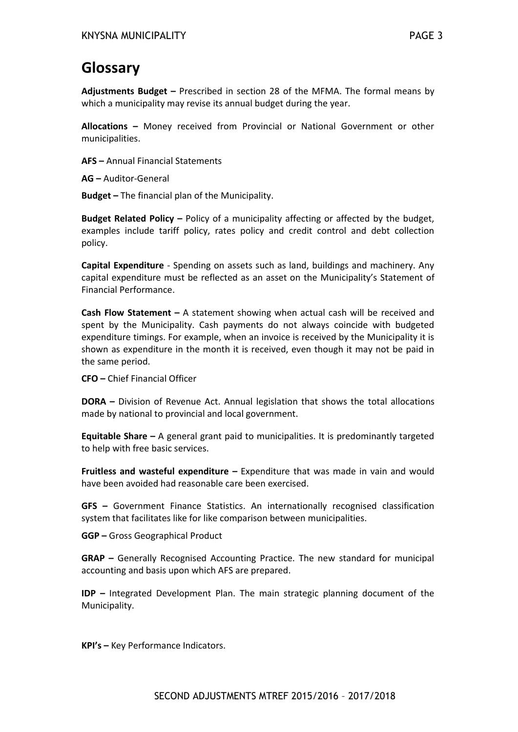# Glossary

**Adjustments Budget –** Prescribed in section 28 of the MFMA. The formal means by which a municipality may revise its annual budget during the year.

**Allocations –** Money received from Provincial or National Government or other municipalities.

**AFS –** Annual Financial Statements

**AG –** Auditor-General

**Budget –** The financial plan of the Municipality.

**Budget Related Policy –** Policy of a municipality affecting or affected by the budget, examples include tariff policy, rates policy and credit control and debt collection policy.

**Capital Expenditure** - Spending on assets such as land, buildings and machinery. Any capital expenditure must be reflected as an asset on the Municipality's Statement of Financial Performance.

**Cash Flow Statement –** A statement showing when actual cash will be received and spent by the Municipality. Cash payments do not always coincide with budgeted expenditure timings. For example, when an invoice is received by the Municipality it is shown as expenditure in the month it is received, even though it may not be paid in the same period.

**CFO –** Chief Financial Officer

**DORA –** Division of Revenue Act. Annual legislation that shows the total allocations made by national to provincial and local government.

**Equitable Share –** A general grant paid to municipalities. It is predominantly targeted to help with free basic services.

**Fruitless and wasteful expenditure –** Expenditure that was made in vain and would have been avoided had reasonable care been exercised.

**GFS –** Government Finance Statistics. An internationally recognised classification system that facilitates like for like comparison between municipalities.

**GGP –** Gross Geographical Product

**GRAP –** Generally Recognised Accounting Practice. The new standard for municipal accounting and basis upon which AFS are prepared.

**IDP –** Integrated Development Plan. The main strategic planning document of the Municipality.

**KPI's –** Key Performance Indicators.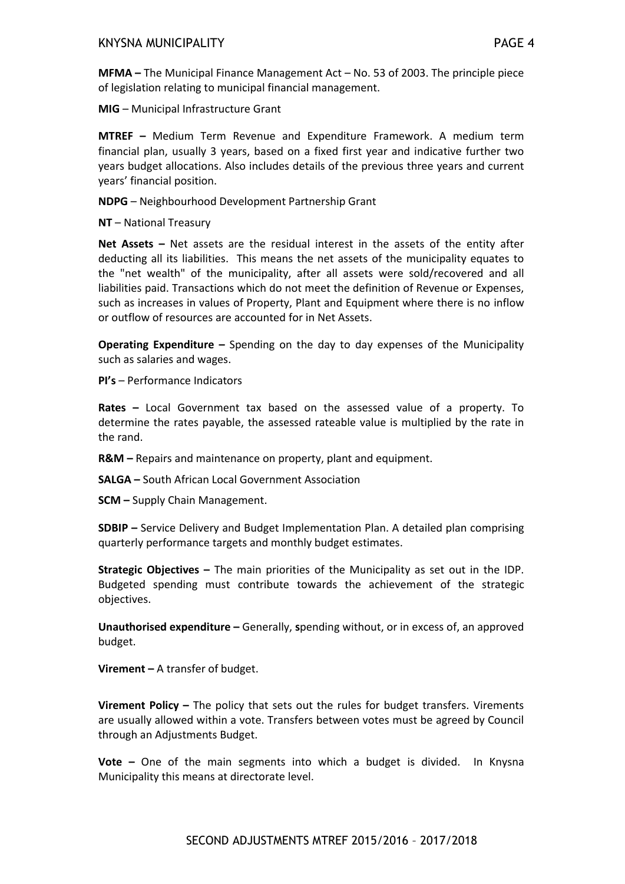**MFMA –** The Municipal Finance Management Act – No. 53 of 2003. The principle piece of legislation relating to municipal financial management.

**MIG** – Municipal Infrastructure Grant

**MTREF –** Medium Term Revenue and Expenditure Framework. A medium term financial plan, usually 3 years, based on a fixed first year and indicative further two years budget allocations. Also includes details of the previous three years and current years' financial position.

**NDPG** – Neighbourhood Development Partnership Grant

**NT** – National Treasury

**Net Assets –** Net assets are the residual interest in the assets of the entity after deducting all its liabilities. This means the net assets of the municipality equates to the "net wealth" of the municipality, after all assets were sold/recovered and all liabilities paid. Transactions which do not meet the definition of Revenue or Expenses, such as increases in values of Property, Plant and Equipment where there is no inflow or outflow of resources are accounted for in Net Assets.

**Operating Expenditure –** Spending on the day to day expenses of the Municipality such as salaries and wages.

**PI's** – Performance Indicators

**Rates –** Local Government tax based on the assessed value of a property. To determine the rates payable, the assessed rateable value is multiplied by the rate in the rand.

**R&M –** Repairs and maintenance on property, plant and equipment.

**SALGA –** South African Local Government Association

**SCM –** Supply Chain Management.

**SDBIP –** Service Delivery and Budget Implementation Plan. A detailed plan comprising quarterly performance targets and monthly budget estimates.

**Strategic Objectives –** The main priorities of the Municipality as set out in the IDP. Budgeted spending must contribute towards the achievement of the strategic objectives.

**Unauthorised expenditure –** Generally, **s**pending without, or in excess of, an approved budget.

**Virement –** A transfer of budget.

**Virement Policy –** The policy that sets out the rules for budget transfers. Virements are usually allowed within a vote. Transfers between votes must be agreed by Council through an Adjustments Budget.

**Vote –** One of the main segments into which a budget is divided. In Knysna Municipality this means at directorate level.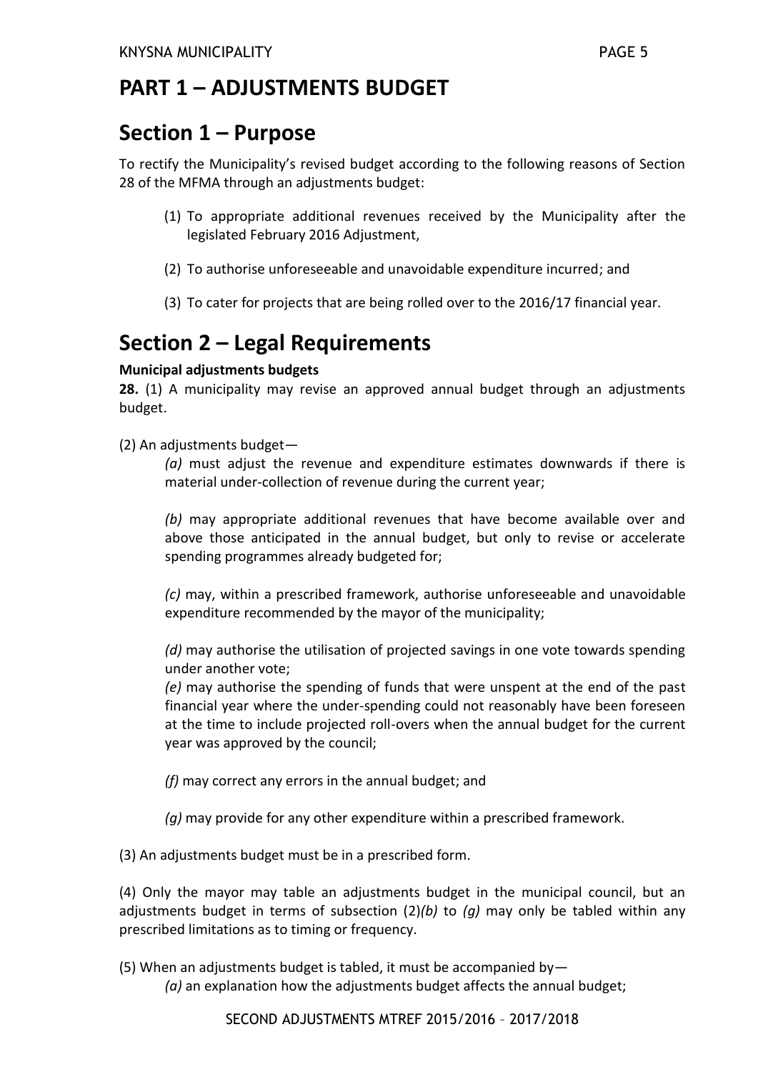# PART 1 – ADJUSTMENTS BUDGET

## Section 1 – Purpose

To rectify the Municipality's revised budget according to the following reasons of Section 28 of the MFMA through an adjustments budget:

(1) To appropriate additional revenues received by the Municipality after the legislated February 2016 Adjustment,

(2) To authorise unforeseeable and unavoidable expenditure incurred; and

(3) To cater for projects that are being rolled over to the 2016/17 financial year.

## Section 2 – Legal Requirements

**Municipal adjustments budgets**

**28.** (1) A municipality may revise an approved annual budget through an adjustments budget.

(2) An adjustments budget—

*(a)* must adjust the revenue and expenditure estimates downwards if there is material under-collection of revenue during the current year;

*(b)* may appropriate additional revenues that have become available over and above those anticipated in the annual budget, but only to revise or accelerate spending programmes already budgeted for;

*(c)* may, within a prescribed framework, authorise unforeseeable and unavoidable expenditure recommended by the mayor of the municipality;

*(d)* may authorise the utilisation of projected savings in one vote towards spending under another vote;

*(e)* may authorise the spending of funds that were unspent at the end of the past financial year where the under-spending could not reasonably have been foreseen at the time to include projected roll-overs when the annual budget for the current year was approved by the council;

*(f)* may correct any errors in the annual budget; and

*(g)* may provide for any other expenditure within a prescribed framework.

(3) An adjustments budget must be in a prescribed form.

(4) Only the mayor may table an adjustments budget in the municipal council, but an adjustments budget in terms of subsection (2)*(b)* to *(g)* may only be tabled within any prescribed limitations as to timing or frequency.

(5) When an adjustments budget is tabled, it must be accompanied by—

*(a)* an explanation how the adjustments budget affects the annual budget;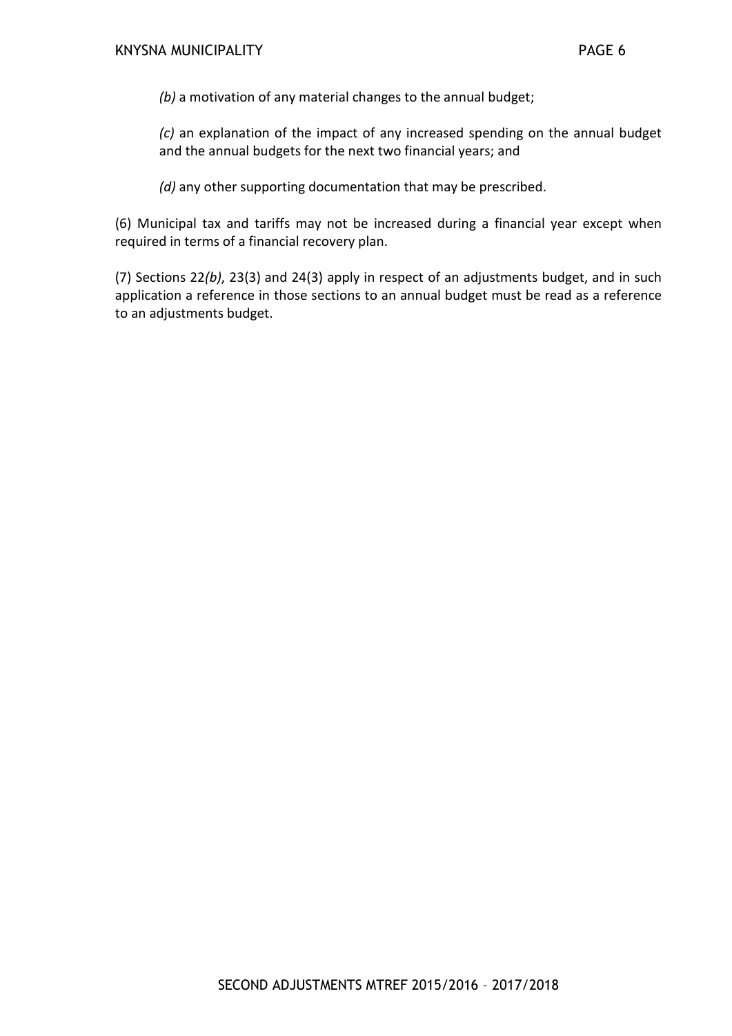*(b)* a motivation of any material changes to the annual budget;

*(c)* an explanation of the impact of any increased spending on the annual budget and the annual budgets for the next two financial years; and

*(d)* any other supporting documentation that may be prescribed.

(6) Municipal tax and tariffs may not be increased during a financial year except when required in terms of a financial recovery plan.

(7) Sections 22*(b)*, 23(3) and 24(3) apply in respect of an adjustments budget, and in such application a reference in those sections to an annual budget must be read as a reference to an adjustments budget.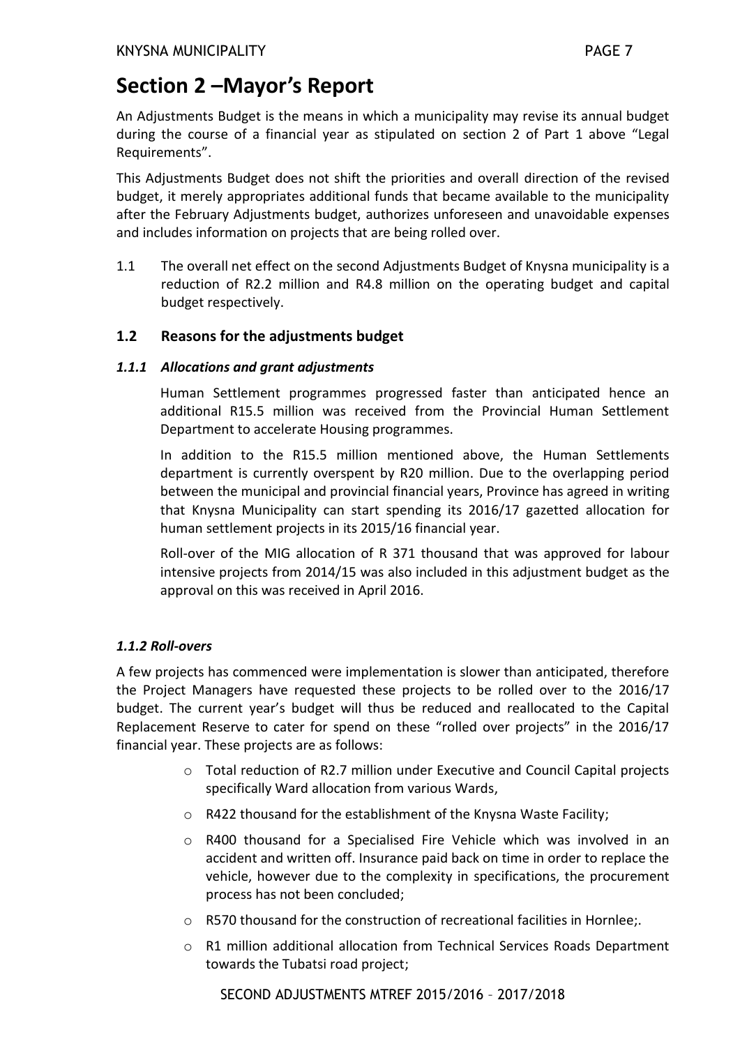# Section 2 –Mayor's Report

An Adjustments Budget is the means in which a municipality may revise its annual budget during the course of a financial year as stipulated on section 2 of Part 1 above "Legal Requirements".

This Adjustments Budget does not shift the priorities and overall direction of the revised budget, it merely appropriates additional funds that became available to the municipality after the February Adjustments budget, authorizes unforeseen and unavoidable expenses and includes information on projects that are being rolled over.

1.1 The overall net effect on the second Adjustments Budget of Knysna municipality is a reduction of R2.2 million and R4.8 million on the operating budget and capital budget respectively.

## 1.2 Reasons for the adjustments budget

### *1.1.1 Allocations and grant adjustments*

Human Settlement programmes progressed faster than anticipated hence an additional R15.5 million was received from the Provincial Human Settlement Department to accelerate Housing programmes.

In addition to the R15.5 million mentioned above, the Human Settlements department is currently overspent by R20 million. Due to the overlapping period between the municipal and provincial financial years, Province has agreed in writing that Knysna Municipality can start spending its 2016/17 gazetted allocation for human settlement projects in its 2015/16 financial year.

Roll-over of the MIG allocation of R 371 thousand that was approved for labour intensive projects from 2014/15 was also included in this adjustment budget as the approval on this was received in April 2016.

### *1.1.2 Roll-overs*

A few projects has commenced were implementation is slower than anticipated, therefore the Project Managers have requested these projects to be rolled over to the 2016/17 budget. The current year's budget will thus be reduced and reallocated to the Capital Replacement Reserve to cater for spend on these "rolled over projects" in the 2016/17 financial year. These projects are as follows:

- Total reduction of R2.7 million under Executive and Council Capital projects specifically Ward allocation from various Wards,
- R422 thousand for the establishment of the Knysna Waste Facility;
- R400 thousand for a Specialised Fire Vehicle which was involved in an accident and written off. Insurance paid back on time in order to replace the vehicle, however due to the complexity in specifications, the procurement process has not been concluded;
- R570 thousand for the construction of recreational facilities in Hornlee;.
- R1 million additional allocation from Technical Services Roads Department towards the Tubatsi road project;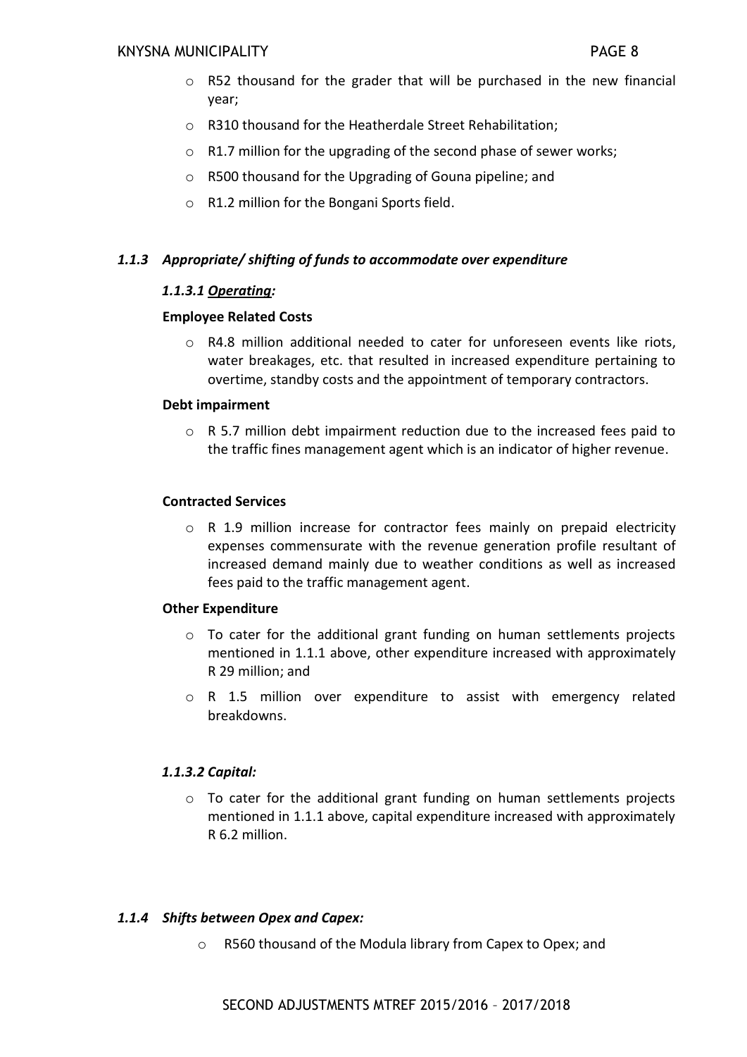- R52 thousand for the grader that will be purchased in the new financial year;
- R310 thousand for the Heatherdale Street Rehabilitation;
- R1.7 million for the upgrading of the second phase of sewer works;
- R500 thousand for the Upgrading of Gouna pipeline; and
- R1.2 million for the Bongani Sports field.

### *1.1.3 Appropriate/ shifting of funds to accommodate over expenditure*

#### *1.1.3.1 Operating:*

**Employee Related Costs**

- R4.8 million additional needed to cater for unforeseen events like riots, water breakages, etc. that resulted in increased expenditure pertaining to overtime, standby costs and the appointment of temporary contractors.

**Debt impairment**

- R 5.7 million debt impairment reduction due to the increased fees paid to the traffic fines management agent which is an indicator of higher revenue.

**Contracted Services**

- R 1.9 million increase for contractor fees mainly on prepaid electricity expenses commensurate with the revenue generation profile resultant of increased demand mainly due to weather conditions as well as increased fees paid to the traffic management agent.

**Other Expenditure**

- To cater for the additional grant funding on human settlements projects mentioned in 1.1.1 above, other expenditure increased with approximately R 29 million; and
- R 1.5 million over expenditure to assist with emergency related breakdowns.

#### *1.1.3.2 Capital:*

- To cater for the additional grant funding on human settlements projects mentioned in 1.1.1 above, capital expenditure increased with approximately R 6.2 million.

### *1.1.4 Shifts between Opex and Capex:*

- R560 thousand of the Modula library from Capex to Opex; and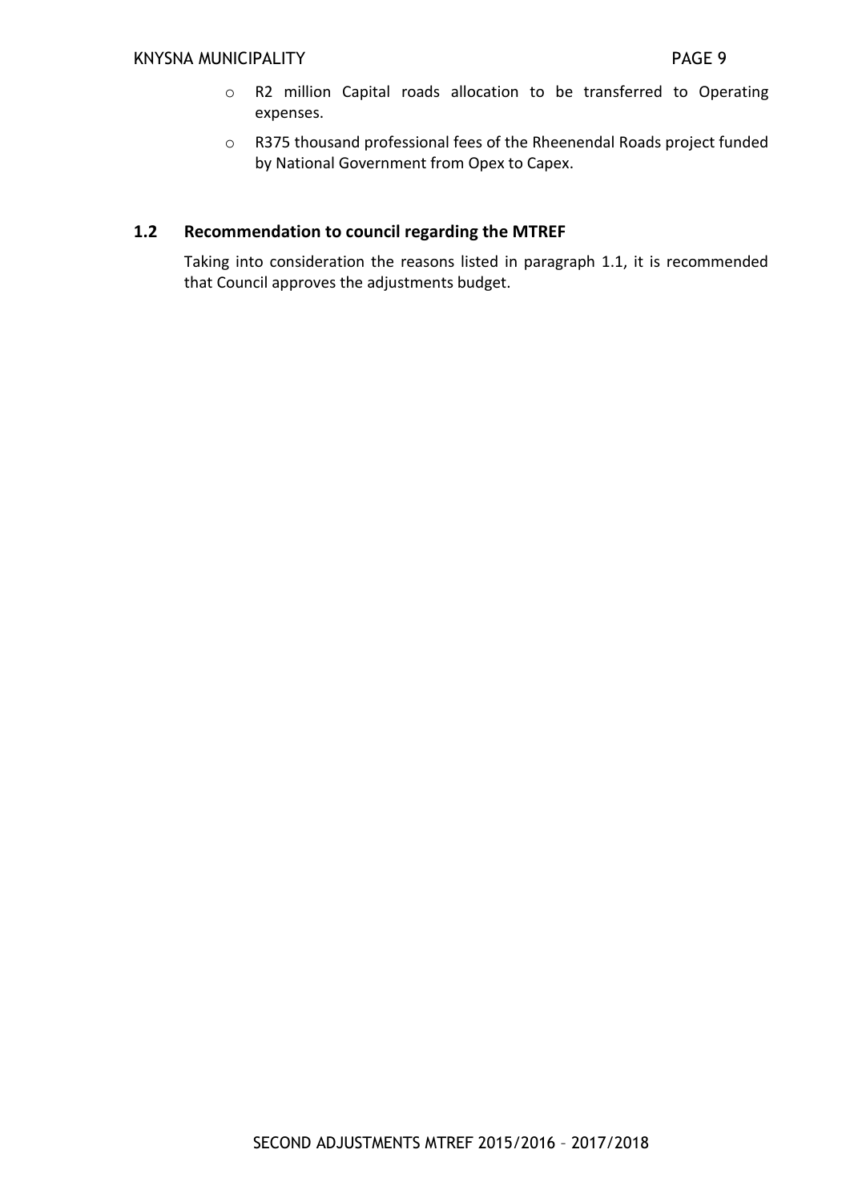- R2 million Capital roads allocation to be transferred to Operating expenses.
- R375 thousand professional fees of the Rheenendal Roads project funded by National Government from Opex to Capex.

## 1.2 Recommendation to council regarding the MTREF

Taking into consideration the reasons listed in paragraph 1.1, it is recommended that Council approves the adjustments budget.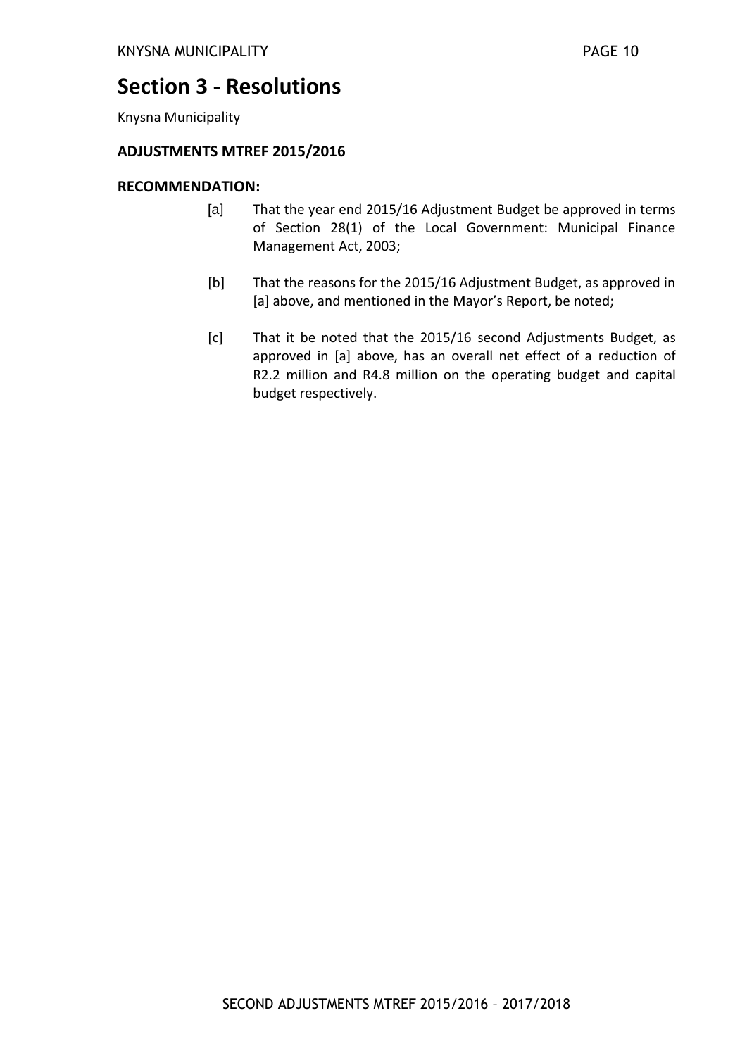# Section 3 - Resolutions

Knysna Municipality

**ADJUSTMENTS MTREF 2015/2016**

**RECOMMENDATION:**

[a] That the year end 2015/16 Adjustment Budget be approved in terms of Section 28(1) of the Local Government: Municipal Finance Management Act, 2003;

[b] That the reasons for the 2015/16 Adjustment Budget, as approved in [a] above, and mentioned in the Mayor's Report, be noted;

[c] That it be noted that the 2015/16 second Adjustments Budget, as approved in [a] above, has an overall net effect of a reduction of R2.2 million and R4.8 million on the operating budget and capital budget respectively.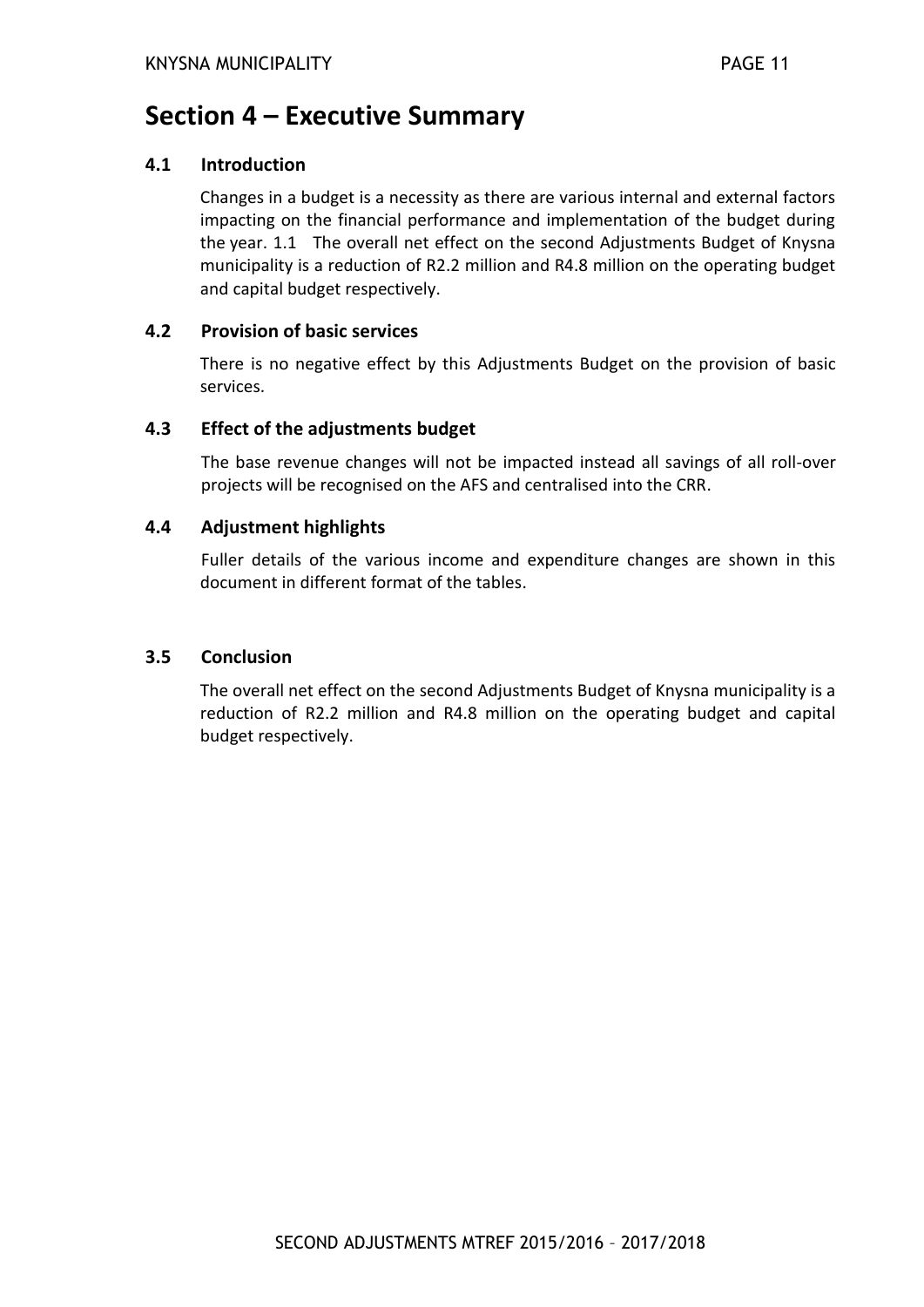# Section 4 – Executive Summary

## 4.1 Introduction

Changes in a budget is a necessity as there are various internal and external factors impacting on the financial performance and implementation of the budget during the year. 1.1 The overall net effect on the second Adjustments Budget of Knysna municipality is a reduction of R2.2 million and R4.8 million on the operating budget and capital budget respectively.

## 4.2 Provision of basic services

There is no negative effect by this Adjustments Budget on the provision of basic services.

## 4.3 Effect of the adjustments budget

The base revenue changes will not be impacted instead all savings of all roll-over projects will be recognised on the AFS and centralised into the CRR.

## 4.4 Adjustment highlights

Fuller details of the various income and expenditure changes are shown in this document in different format of the tables.

## 3.5 Conclusion

The overall net effect on the second Adjustments Budget of Knysna municipality is a reduction of R2.2 million and R4.8 million on the operating budget and capital budget respectively.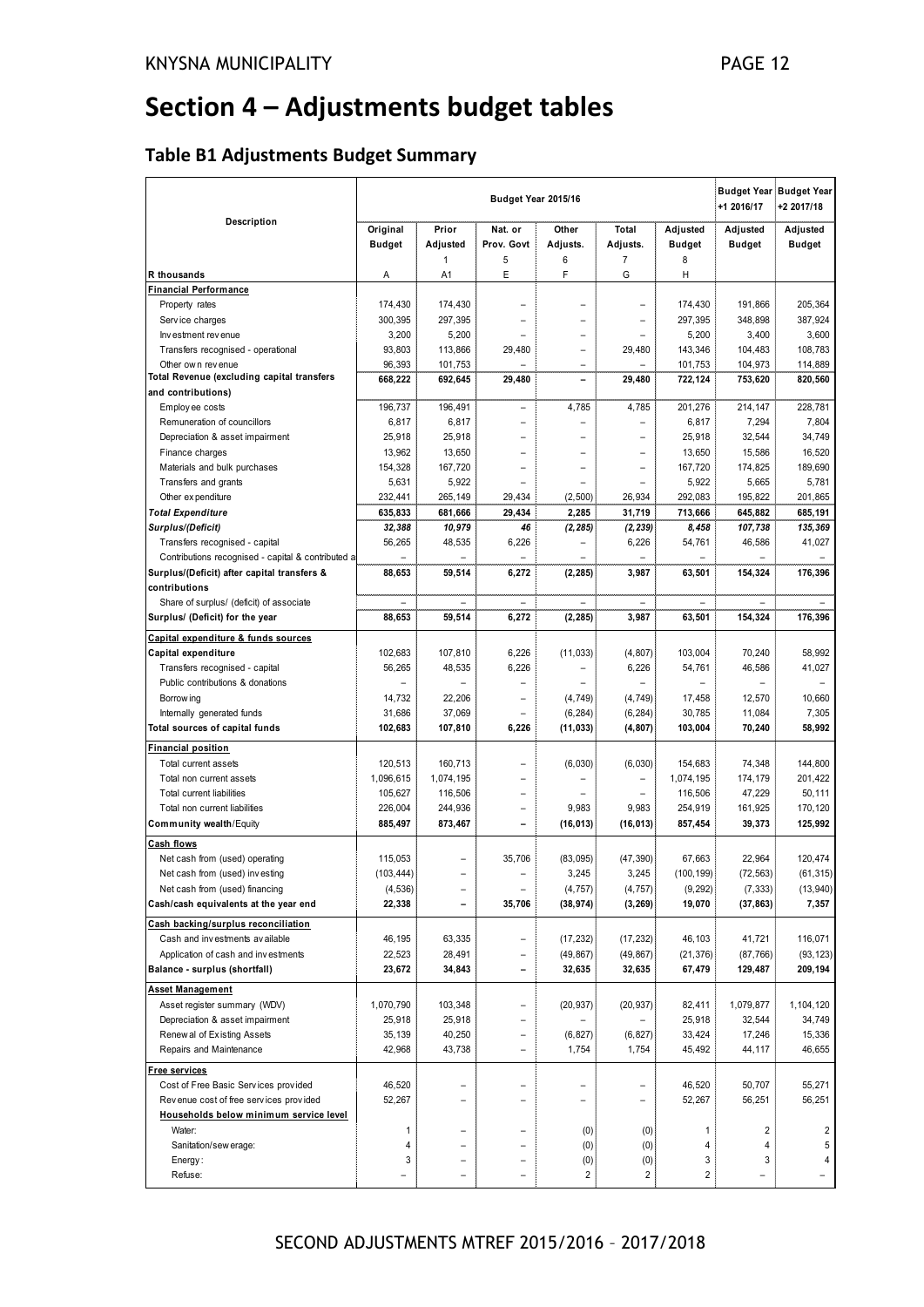# Section 4 – Adjustments budget tables

## Table B1 Adjustments Budget Summary

| Description | Budget Year 2015/16 | | | | | | Budget Year +1 2016/17 | Budget Year +2 2017/18 |
|---|---|---|---|---|---|---|---|---|
| | Original Budget | Prior Adjusted | Nat. or Prov. Govt | Other Adjusts. | Total Adjusts. | Adjusted Budget | Adjusted Budget | Adjusted Budget |
| | | 1 | 5 | 6 | 7 | 8 | | |
| R thousands | A | A1 | E | F | G | H | | |
| **Financial Performance** | | | | | | | | |
| Property rates | 174,430 | 174,430 | – | – | – | 174,430 | 191,866 | 205,364 |
| Service charges | 300,395 | 297,395 | – | – | – | 297,395 | 348,898 | 387,924 |
| Investment revenue | 3,200 | 5,200 | – | – | – | 5,200 | 3,400 | 3,600 |
| Transfers recognised - operational | 93,803 | 113,866 | 29,480 | – | 29,480 | 143,346 | 104,483 | 108,783 |
| Other own revenue | 96,393 | 101,753 | – | – | – | 101,753 | 104,973 | 114,889 |
| **Total Revenue (excluding capital transfers and contributions)** | **668,222** | **692,645** | **29,480** | **–** | **29,480** | **722,124** | **753,620** | **820,560** |
| Employee costs | 196,737 | 196,491 | – | 4,785 | 4,785 | 201,276 | 214,147 | 228,781 |
| Remuneration of councillors | 6,817 | 6,817 | – | – | – | 6,817 | 7,294 | 7,804 |
| Depreciation & asset impairment | 25,918 | 25,918 | – | – | – | 25,918 | 32,544 | 34,749 |
| Finance charges | 13,962 | 13,650 | – | – | – | 13,650 | 15,586 | 16,520 |
| Materials and bulk purchases | 154,328 | 167,720 | – | – | – | 167,720 | 174,825 | 189,690 |
| Transfers and grants | 5,631 | 5,922 | – | – | – | 5,922 | 5,665 | 5,781 |
| Other expenditure | 232,441 | 265,149 | 29,434 | (2,500) | 26,934 | 292,083 | 195,822 | 201,865 |
| ***Total Expenditure*** | ***635,833*** | ***681,666*** | ***29,434*** | ***2,285*** | ***31,719*** | ***713,666*** | ***645,882*** | ***685,191*** |
| ***Surplus/(Deficit)*** | ***32,388*** | ***10,979*** | ***46*** | ***(2,285)*** | ***(2,239)*** | ***8,458*** | ***107,738*** | ***135,369*** |
| Transfers recognised - capital | 56,265 | 48,535 | 6,226 | – | 6,226 | 54,761 | 46,586 | 41,027 |
| Contributions recognised - capital & contributed a | – | – | – | – | – | – | – | – |
| **Surplus/(Deficit) after capital transfers & contributions** | **88,653** | **59,514** | **6,272** | **(2,285)** | **3,987** | **63,501** | **154,324** | **176,396** |
| Share of surplus/ (deficit) of associate | – | – | – | – | – | – | – | – |
| **Surplus/ (Deficit) for the year** | **88,653** | **59,514** | **6,272** | **(2,285)** | **3,987** | **63,501** | **154,324** | **176,396** |
| **Capital expenditure & funds sources** | | | | | | | | |
| **Capital expenditure** | 102,683 | 107,810 | 6,226 | (11,033) | (4,807) | 103,004 | 70,240 | 58,992 |
| Transfers recognised - capital | 56,265 | 48,535 | 6,226 | – | 6,226 | 54,761 | 46,586 | 41,027 |
| Public contributions & donations | – | – | – | – | – | – | – | – |
| Borrowing | 14,732 | 22,206 | – | (4,749) | (4,749) | 17,458 | 12,570 | 10,660 |
| Internally generated funds | 31,686 | 37,069 | – | (6,284) | (6,284) | 30,785 | 11,084 | 7,305 |
| **Total sources of capital funds** | **102,683** | **107,810** | **6,226** | **(11,033)** | **(4,807)** | **103,004** | **70,240** | **58,992** |
| **Financial position** | | | | | | | | |
| Total current assets | 120,513 | 160,713 | – | (6,030) | (6,030) | 154,683 | 74,348 | 144,800 |
| Total non current assets | 1,096,615 | 1,074,195 | – | – | – | 1,074,195 | 174,179 | 201,422 |
| Total current liabilities | 105,627 | 116,506 | – | – | – | 116,506 | 47,229 | 50,111 |
| Total non current liabilities | 226,004 | 244,936 | – | 9,983 | 9,983 | 254,919 | 161,925 | 170,120 |
| **Community wealth**/Equity | **885,497** | **873,467** | **–** | **(16,013)** | **(16,013)** | **857,454** | **39,373** | **125,992** |
| **Cash flows** | | | | | | | | |
| Net cash from (used) operating | 115,053 | – | 35,706 | (83,095) | (47,390) | 67,663 | 22,964 | 120,474 |
| Net cash from (used) investing | (103,444) | – | – | 3,245 | 3,245 | (100,199) | (72,563) | (61,315) |
| Net cash from (used) financing | (4,536) | – | – | (4,757) | (4,757) | (9,292) | (7,333) | (13,940) |
| **Cash/cash equivalents at the year end** | **22,338** | **–** | **35,706** | **(38,974)** | **(3,269)** | **19,070** | **(37,863)** | **7,357** |
| **Cash backing/surplus reconciliation** | | | | | | | | |
| Cash and investments available | 46,195 | 63,335 | – | (17,232) | (17,232) | 46,103 | 41,721 | 116,071 |
| Application of cash and investments | 22,523 | 28,491 | – | (49,867) | (49,867) | (21,376) | (87,766) | (93,123) |
| **Balance - surplus (shortfall)** | **23,672** | **34,843** | **–** | **32,635** | **32,635** | **67,479** | **129,487** | **209,194** |
| **Asset Management** | | | | | | | | |
| Asset register summary (WDV) | 1,070,790 | 103,348 | – | (20,937) | (20,937) | 82,411 | 1,079,877 | 1,104,120 |
| Depreciation & asset impairment | 25,918 | 25,918 | – | – | – | 25,918 | 32,544 | 34,749 |
| Renewal of Existing Assets | 35,139 | 40,250 | – | (6,827) | (6,827) | 33,424 | 17,246 | 15,336 |
| Repairs and Maintenance | 42,968 | 43,738 | – | 1,754 | 1,754 | 45,492 | 44,117 | 46,655 |
| **Free services** | | | | | | | | |
| Cost of Free Basic Services provided | 46,520 | – | – | – | – | 46,520 | 50,707 | 55,271 |
| Revenue cost of free services provided | 52,267 | – | – | – | – | 52,267 | 56,251 | 56,251 |
| **Households below minimum service level** | | | | | | | | |
| Water: | 1 | – | – | (0) | (0) | 1 | 2 | 2 |
| Sanitation/sewerage: | 4 | – | – | (0) | (0) | 4 | 4 | 5 |
| Energy: | 3 | – | – | (0) | (0) | 3 | 3 | 4 |
| Refuse: | – | – | – | 2 | 2 | 2 | – | – |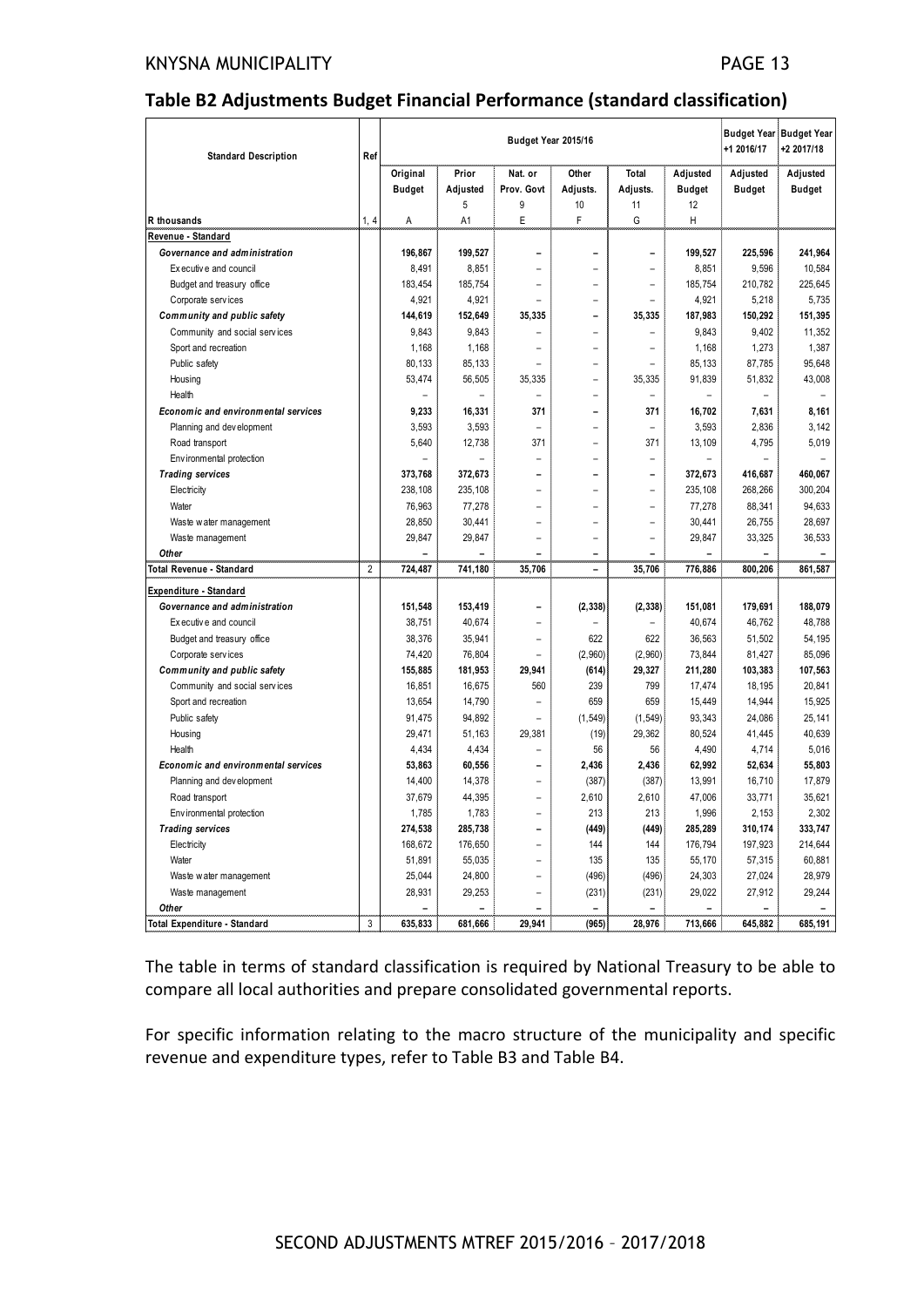## Table B2 Adjustments Budget Financial Performance (standard classification)

| Standard Description | Ref | Budget Year 2015/16 | | | | | | Budget Year +1 2016/17 | Budget Year +2 2017/18 |
|---|---|---|---|---|---|---|---|---|---|
| | | Original Budget | Prior Adjusted | Nat. or Prov. Govt | Other Adjusts. | Total Adjusts. | Adjusted Budget | Adjusted Budget | Adjusted Budget |
| | | | 5 | 9 | 10 | 11 | 12 | | |
| R thousands | 1, 4 | A | A1 | E | F | G | H | | |
| **Revenue - Standard** | | | | | | | | | |
| ***Governance and administration*** | | **196,867** | **199,527** | **–** | **–** | **–** | **199,527** | **225,596** | **241,964** |
| Executive and council | | 8,491 | 8,851 | – | – | – | 8,851 | 9,596 | 10,584 |
| Budget and treasury office | | 183,454 | 185,754 | – | – | – | 185,754 | 210,782 | 225,645 |
| Corporate services | | 4,921 | 4,921 | – | – | – | 4,921 | 5,218 | 5,735 |
| ***Community and public safety*** | | **144,619** | **152,649** | **35,335** | **–** | **35,335** | **187,983** | **150,292** | **151,395** |
| Community and social services | | 9,843 | 9,843 | – | – | – | 9,843 | 9,402 | 11,352 |
| Sport and recreation | | 1,168 | 1,168 | – | – | – | 1,168 | 1,273 | 1,387 |
| Public safety | | 80,133 | 85,133 | – | – | – | 85,133 | 87,785 | 95,648 |
| Housing | | 53,474 | 56,505 | 35,335 | – | 35,335 | 91,839 | 51,832 | 43,008 |
| Health | | – | – | – | – | – | – | – | – |
| ***Economic and environmental services*** | | **9,233** | **16,331** | **371** | **–** | **371** | **16,702** | **7,631** | **8,161** |
| Planning and development | | 3,593 | 3,593 | – | – | – | 3,593 | 2,836 | 3,142 |
| Road transport | | 5,640 | 12,738 | 371 | – | 371 | 13,109 | 4,795 | 5,019 |
| Environmental protection | | – | – | – | – | – | – | – | – |
| ***Trading services*** | | **373,768** | **372,673** | **–** | **–** | **–** | **372,673** | **416,687** | **460,067** |
| Electricity | | 238,108 | 235,108 | – | – | – | 235,108 | 268,266 | 300,204 |
| Water | | 76,963 | 77,278 | – | – | – | 77,278 | 88,341 | 94,633 |
| Waste water management | | 28,850 | 30,441 | – | – | – | 30,441 | 26,755 | 28,697 |
| Waste management | | 29,847 | 29,847 | – | – | – | 29,847 | 33,325 | 36,533 |
| ***Other*** | | – | – | – | – | – | – | – | – |
| **Total Revenue - Standard** | 2 | **724,487** | **741,180** | **35,706** | **–** | **35,706** | **776,886** | **800,206** | **861,587** |
| **Expenditure - Standard** | | | | | | | | | |
| ***Governance and administration*** | | **151,548** | **153,419** | **–** | **(2,338)** | **(2,338)** | **151,081** | **179,691** | **188,079** |
| Executive and council | | 38,751 | 40,674 | – | – | – | 40,674 | 46,762 | 48,788 |
| Budget and treasury office | | 38,376 | 35,941 | – | 622 | 622 | 36,563 | 51,502 | 54,195 |
| Corporate services | | 74,420 | 76,804 | – | (2,960) | (2,960) | 73,844 | 81,427 | 85,096 |
| ***Community and public safety*** | | **155,885** | **181,953** | **29,941** | **(614)** | **29,327** | **211,280** | **103,383** | **107,563** |
| Community and social services | | 16,851 | 16,675 | 560 | 239 | 799 | 17,474 | 18,195 | 20,841 |
| Sport and recreation | | 13,654 | 14,790 | – | 659 | 659 | 15,449 | 14,944 | 15,925 |
| Public safety | | 91,475 | 94,892 | – | (1,549) | (1,549) | 93,343 | 24,086 | 25,141 |
| Housing | | 29,471 | 51,163 | 29,381 | (19) | 29,362 | 80,524 | 41,445 | 40,639 |
| Health | | 4,434 | 4,434 | – | 56 | 56 | 4,490 | 4,714 | 5,016 |
| ***Economic and environmental services*** | | **53,863** | **60,556** | **–** | **2,436** | **2,436** | **62,992** | **52,634** | **55,803** |
| Planning and development | | 14,400 | 14,378 | – | (387) | (387) | 13,991 | 16,710 | 17,879 |
| Road transport | | 37,679 | 44,395 | – | 2,610 | 2,610 | 47,006 | 33,771 | 35,621 |
| Environmental protection | | 1,785 | 1,783 | – | 213 | 213 | 1,996 | 2,153 | 2,302 |
| ***Trading services*** | | **274,538** | **285,738** | **–** | **(449)** | **(449)** | **285,289** | **310,174** | **333,747** |
| Electricity | | 168,672 | 176,650 | – | 144 | 144 | 176,794 | 197,923 | 214,644 |
| Water | | 51,891 | 55,035 | – | 135 | 135 | 55,170 | 57,315 | 60,881 |
| Waste water management | | 25,044 | 24,800 | – | (496) | (496) | 24,303 | 27,024 | 28,979 |
| Waste management | | 28,931 | 29,253 | – | (231) | (231) | 29,022 | 27,912 | 29,244 |
| ***Other*** | | – | – | – | – | – | – | – | – |
| **Total Expenditure - Standard** | 3 | **635,833** | **681,666** | **29,941** | **(965)** | **28,976** | **713,666** | **645,882** | **685,191** |

The table in terms of standard classification is required by National Treasury to be able to compare all local authorities and prepare consolidated governmental reports.

For specific information relating to the macro structure of the municipality and specific revenue and expenditure types, refer to Table B3 and Table B4.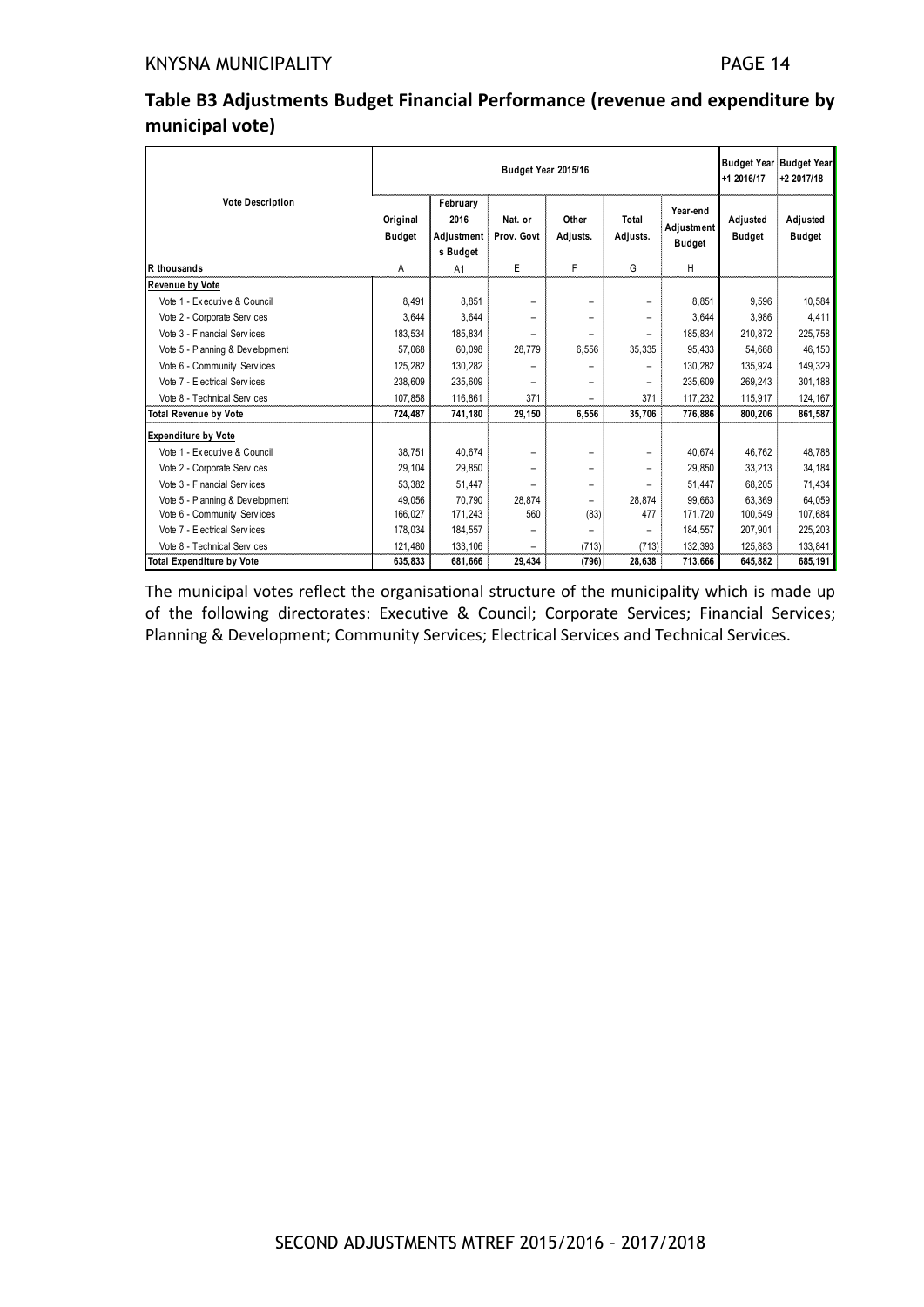## Table B3 Adjustments Budget Financial Performance (revenue and expenditure by municipal vote)

| Vote Description | Budget Year 2015/16 | | | | | | Budget Year +1 2016/17 | Budget Year +2 2017/18 |
|---|---|---|---|---|---|---|---|---|
| | Original Budget | February 2016 Adjustments Budget | Nat. or Prov. Govt | Other Adjusts. | Total Adjusts. | Year-end Adjustment Budget | Adjusted Budget | Adjusted Budget |
| R thousands | A | A1 | E | F | G | H | | |
| **Revenue by Vote** | | | | | | | | |
| Vote 1 - Executive & Council | 8,491 | 8,851 | – | – | – | 8,851 | 9,596 | 10,584 |
| Vote 2 - Corporate Services | 3,644 | 3,644 | – | – | – | 3,644 | 3,986 | 4,411 |
| Vote 3 - Financial Services | 183,534 | 185,834 | – | – | – | 185,834 | 210,872 | 225,758 |
| Vote 5 - Planning & Development | 57,068 | 60,098 | 28,779 | 6,556 | 35,335 | 95,433 | 54,668 | 46,150 |
| Vote 6 - Community Services | 125,282 | 130,282 | – | – | – | 130,282 | 135,924 | 149,329 |
| Vote 7 - Electrical Services | 238,609 | 235,609 | – | – | – | 235,609 | 269,243 | 301,188 |
| Vote 8 - Technical Services | 107,858 | 116,861 | 371 | – | 371 | 117,232 | 115,917 | 124,167 |
| **Total Revenue by Vote** | **724,487** | **741,180** | **29,150** | **6,556** | **35,706** | **776,886** | **800,206** | **861,587** |
| **Expenditure by Vote** | | | | | | | | |
| Vote 1 - Executive & Council | 38,751 | 40,674 | – | – | – | 40,674 | 46,762 | 48,788 |
| Vote 2 - Corporate Services | 29,104 | 29,850 | – | – | – | 29,850 | 33,213 | 34,184 |
| Vote 3 - Financial Services | 53,382 | 51,447 | – | – | – | 51,447 | 68,205 | 71,434 |
| Vote 5 - Planning & Development | 49,056 | 70,790 | 28,874 | – | 28,874 | 99,663 | 63,369 | 64,059 |
| Vote 6 - Community Services | 166,027 | 171,243 | 560 | (83) | 477 | 171,720 | 100,549 | 107,684 |
| Vote 7 - Electrical Services | 178,034 | 184,557 | – | – | – | 184,557 | 207,901 | 225,203 |
| Vote 8 - Technical Services | 121,480 | 133,106 | – | (713) | (713) | 132,393 | 125,883 | 133,841 |
| **Total Expenditure by Vote** | **635,833** | **681,666** | **29,434** | **(796)** | **28,638** | **713,666** | **645,882** | **685,191** |

The municipal votes reflect the organisational structure of the municipality which is made up of the following directorates: Executive & Council; Corporate Services; Financial Services; Planning & Development; Community Services; Electrical Services and Technical Services.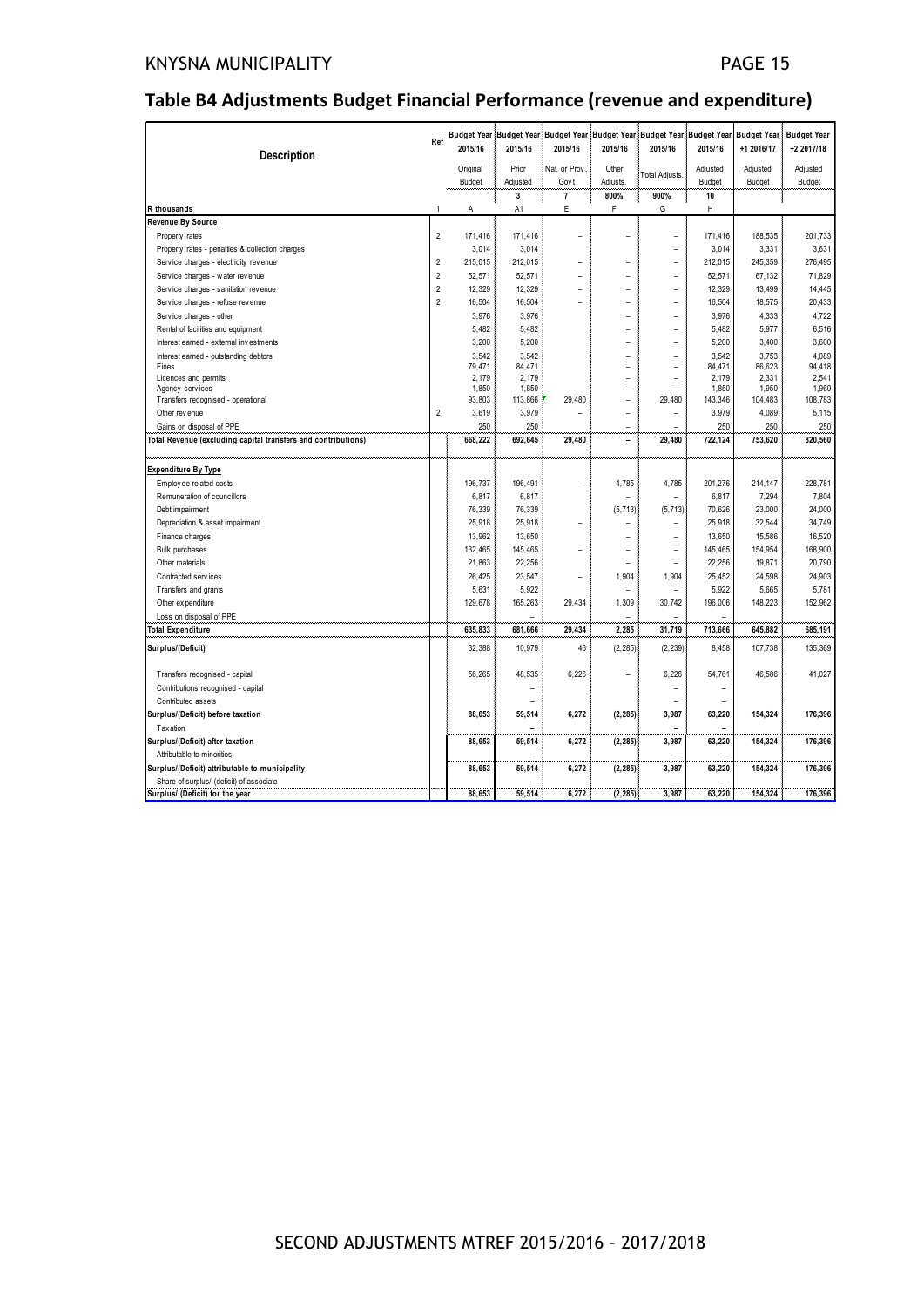## Table B4 Adjustments Budget Financial Performance (revenue and expenditure)

| Description | Ref | Budget Year 2015/16 | Budget Year 2015/16 | Budget Year 2015/16 | Budget Year 2015/16 | Budget Year 2015/16 | Budget Year 2015/16 | Budget Year +1 2016/17 | Budget Year +2 2017/18 |
|---|---|---|---|---|---|---|---|---|---|
| | | Original Budget | Prior Adjusted | Nat. or Prov. Govt | Other Adjusts. | Total Adjusts. | Adjusted Budget | Adjusted Budget | Adjusted Budget |
| | | | 3 | 7 | 800% | 900% | 10 | | |
| R thousands | 1 | A | A1 | E | F | G | H | | |
| **Revenue By Source** | | | | | | | | | |
| Property rates | 2 | 171,416 | 171,416 | – | – | – | 171,416 | 188,535 | 201,733 |
| Property rates - penalties & collection charges | | 3,014 | 3,014 | | | – | 3,014 | 3,331 | 3,631 |
| Service charges - electricity revenue | 2 | 215,015 | 212,015 | – | – | – | 212,015 | 245,359 | 276,495 |
| Service charges - water revenue | 2 | 52,571 | 52,571 | – | – | – | 52,571 | 67,132 | 71,829 |
| Service charges - sanitation revenue | 2 | 12,329 | 12,329 | – | – | – | 12,329 | 13,499 | 14,445 |
| Service charges - refuse revenue | 2 | 16,504 | 16,504 | – | – | – | 16,504 | 18,575 | 20,433 |
| Service charges - other | | 3,976 | 3,976 | | – | – | 3,976 | 4,333 | 4,722 |
| Rental of facilities and equipment | | 5,482 | 5,482 | | – | – | 5,482 | 5,977 | 6,516 |
| Interest earned - external investments | | 3,200 | 5,200 | | – | – | 5,200 | 3,400 | 3,600 |
| Interest earned - outstanding debtors | | 3,542 | 3,542 | | – | – | 3,542 | 3,753 | 4,089 |
| Fines | | 79,471 | 84,471 | | – | – | 84,471 | 86,623 | 94,418 |
| Licences and permits | | 2,179 | 2,179 | | – | – | 2,179 | 2,331 | 2,541 |
| Agency services | | 1,850 | 1,850 | | – | – | 1,850 | 1,950 | 1,960 |
| Transfers recognised - operational | | 93,803 | 113,866 | 29,480 | – | 29,480 | 143,346 | 104,483 | 108,783 |
| Other revenue | 2 | 3,619 | 3,979 | – | – | – | 3,979 | 4,089 | 5,115 |
| Gains on disposal of PPE | | 250 | 250 | | – | – | 250 | 250 | 250 |
| **Total Revenue (excluding capital transfers and contributions)** | | **668,222** | **692,645** | **29,480** | **–** | **29,480** | **722,124** | **753,620** | **820,560** |
| **Expenditure By Type** | | | | | | | | | |
| Employee related costs | | 196,737 | 196,491 | – | 4,785 | 4,785 | 201,276 | 214,147 | 228,781 |
| Remuneration of councillors | | 6,817 | 6,817 | | – | – | 6,817 | 7,294 | 7,804 |
| Debt impairment | | 76,339 | 76,339 | | (5,713) | (5,713) | 70,626 | 23,000 | 24,000 |
| Depreciation & asset impairment | | 25,918 | 25,918 | – | – | – | 25,918 | 32,544 | 34,749 |
| Finance charges | | 13,962 | 13,650 | | – | – | 13,650 | 15,586 | 16,520 |
| Bulk purchases | | 132,465 | 145,465 | – | – | – | 145,465 | 154,954 | 168,900 |
| Other materials | | 21,863 | 22,256 | | – | – | 22,256 | 19,871 | 20,790 |
| Contracted services | | 26,425 | 23,547 | – | 1,904 | 1,904 | 25,452 | 24,598 | 24,903 |
| Transfers and grants | | 5,631 | 5,922 | | – | – | 5,922 | 5,665 | 5,781 |
| Other expenditure | | 129,678 | 165,263 | 29,434 | 1,309 | 30,742 | 196,006 | 148,223 | 152,962 |
| Loss on disposal of PPE | | | – | | – | – | – | | |
| **Total Expenditure** | | **635,833** | **681,666** | **29,434** | **2,285** | **31,719** | **713,666** | **645,882** | **685,191** |
| **Surplus/(Deficit)** | | 32,388 | 10,979 | 46 | (2,285) | (2,239) | 8,458 | 107,738 | 135,369 |
| Transfers recognised - capital | | 56,265 | 48,535 | 6,226 | – | 6,226 | 54,761 | 46,586 | 41,027 |
| Contributions recognised - capital | | | – | | | – | – | | |
| Contributed assets | | | – | | | – | – | | |
| **Surplus/(Deficit) before taxation** | | **88,653** | **59,514** | **6,272** | **(2,285)** | **3,987** | **63,220** | **154,324** | **176,396** |
| Taxation | | | – | | | – | – | | |
| **Surplus/(Deficit) after taxation** | | **88,653** | **59,514** | **6,272** | **(2,285)** | **3,987** | **63,220** | **154,324** | **176,396** |
| Attributable to minorities | | | – | | | – | – | | |
| **Surplus/(Deficit) attributable to municipality** | | **88,653** | **59,514** | **6,272** | **(2,285)** | **3,987** | **63,220** | **154,324** | **176,396** |
| Share of surplus/ (deficit) of associate | | | – | | | – | – | | |
| **Surplus/ (Deficit) for the year** | | **88,653** | **59,514** | **6,272** | **(2,285)** | **3,987** | **63,220** | **154,324** | **176,396** |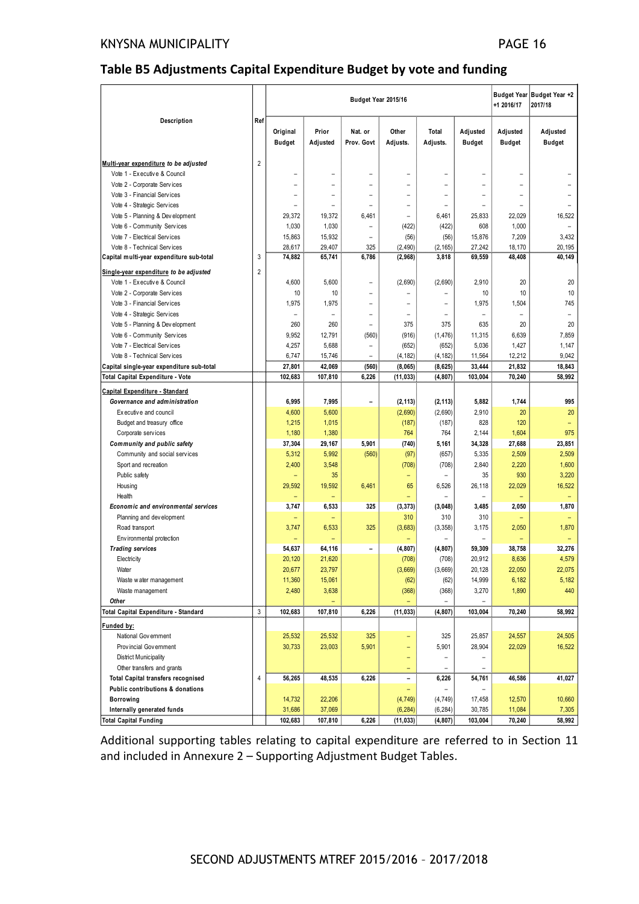## Table B5 Adjustments Capital Expenditure Budget by vote and funding

| Description | Ref | Budget Year 2015/16 | | | | | | Budget Year +1 2016/17 | Budget Year +2 2017/18 |
|---|---|---|---|---|---|---|---|---|---|
| | | Original Budget | Prior Adjusted | Nat. or Prov. Govt | Other Adjusts. | Total Adjusts. | Adjusted Budget | Adjusted Budget | Adjusted Budget |
| **Multi-year expenditure *to be adjusted*** | 2 | | | | | | | | |
| Vote 1 - Executive & Council | | – | – | – | – | – | – | – | – |
| Vote 2 - Corporate Services | | – | – | – | – | – | – | – | – |
| Vote 3 - Financial Services | | – | – | – | – | – | – | – | – |
| Vote 4 - Strategic Services | | – | – | – | – | – | – | – | – |
| Vote 5 - Planning & Development | | 29,372 | 19,372 | 6,461 | – | 6,461 | 25,833 | 22,029 | 16,522 |
| Vote 6 - Community Services | | 1,030 | 1,030 | – | (422) | (422) | 608 | 1,000 | – |
| Vote 7 - Electrical Services | | 15,863 | 15,932 | – | (56) | (56) | 15,876 | 7,209 | 3,432 |
| Vote 8 - Technical Services | | 28,617 | 29,407 | 325 | (2,490) | (2,165) | 27,242 | 18,170 | 20,195 |
| **Capital multi-year expenditure sub-total** | 3 | **74,882** | **65,741** | **6,786** | **(2,968)** | **3,818** | **69,559** | **48,408** | **40,149** |
| **Single-year expenditure *to be adjusted*** | 2 | | | | | | | | |
| Vote 1 - Executive & Council | | 4,600 | 5,600 | – | (2,690) | (2,690) | 2,910 | 20 | 20 |
| Vote 2 - Corporate Services | | 10 | 10 | – | – | – | 10 | 10 | 10 |
| Vote 3 - Financial Services | | 1,975 | 1,975 | – | – | – | 1,975 | 1,504 | 745 |
| Vote 4 - Strategic Services | | – | – | – | – | – | – | – | – |
| Vote 5 - Planning & Development | | 260 | 260 | – | 375 | 375 | 635 | 20 | 20 |
| Vote 6 - Community Services | | 9,952 | 12,791 | (560) | (916) | (1,476) | 11,315 | 6,639 | 7,859 |
| Vote 7 - Electrical Services | | 4,257 | 5,688 | – | (652) | (652) | 5,036 | 1,427 | 1,147 |
| Vote 8 - Technical Services | | 6,747 | 15,746 | – | (4,182) | (4,182) | 11,564 | 12,212 | 9,042 |
| **Capital single-year expenditure sub-total** | | **27,801** | **42,069** | **(560)** | **(8,065)** | **(8,625)** | **33,444** | **21,832** | **18,843** |
| **Total Capital Expenditure - Vote** | | **102,683** | **107,810** | **6,226** | **(11,033)** | **(4,807)** | **103,004** | **70,240** | **58,992** |
| **Capital Expenditure - Standard** | | | | | | | | | |
| ***Governance and administration*** | | **6,995** | **7,995** | **–** | **(2,113)** | **(2,113)** | **5,882** | **1,744** | **995** |
| Executive and council | | 4,600 | 5,600 | | (2,690) | (2,690) | 2,910 | 20 | 20 |
| Budget and treasury office | | 1,215 | 1,015 | | (187) | (187) | 828 | 120 | – |
| Corporate services | | 1,180 | 1,380 | | 764 | 764 | 2,144 | 1,604 | 975 |
| ***Community and public safety*** | | **37,304** | **29,167** | **5,901** | **(740)** | **5,161** | **34,328** | **27,688** | **23,851** |
| Community and social services | | 5,312 | 5,992 | (560) | (97) | (657) | 5,335 | 2,509 | 2,509 |
| Sport and recreation | | 2,400 | 3,548 | | (708) | (708) | 2,840 | 2,220 | 1,600 |
| Public safety | | – | 35 | | – | – | 35 | 930 | 3,220 |
| Housing | | 29,592 | 19,592 | 6,461 | 65 | 6,526 | 26,118 | 22,029 | 16,522 |
| Health | | – | – | | – | – | – | – | – |
| ***Economic and environmental services*** | | **3,747** | **6,533** | **325** | **(3,373)** | **(3,048)** | **3,485** | **2,050** | **1,870** |
| Planning and development | | – | – | | 310 | 310 | 310 | – | – |
| Road transport | | 3,747 | 6,533 | 325 | (3,683) | (3,358) | 3,175 | 2,050 | 1,870 |
| Environmental protection | | – | – | | – | – | – | – | – |
| ***Trading services*** | | **54,637** | **64,116** | **–** | **(4,807)** | **(4,807)** | **59,309** | **38,758** | **32,276** |
| Electricity | | 20,120 | 21,620 | | (708) | (708) | 20,912 | 8,636 | 4,579 |
| Water | | 20,677 | 23,797 | | (3,669) | (3,669) | 20,128 | 22,050 | 22,075 |
| Waste water management | | 11,360 | 15,061 | | (62) | (62) | 14,999 | 6,182 | 5,182 |
| Waste management | | 2,480 | 3,638 | | (368) | (368) | 3,270 | 1,890 | 440 |
| ***Other*** | | | – | | – | – | – | | |
| **Total Capital Expenditure - Standard** | 3 | **102,683** | **107,810** | **6,226** | **(11,033)** | **(4,807)** | **103,004** | **70,240** | **58,992** |
| **Funded by:** | | | | | | | | | |
| National Government | | 25,532 | 25,532 | 325 | – | 325 | 25,857 | 24,557 | 24,505 |
| Provincial Government | | 30,733 | 23,003 | 5,901 | – | 5,901 | 28,904 | 22,029 | 16,522 |
| District Municipality | | | | | – | – | – | | |
| Other transfers and grants | | | | | – | – | – | | |
| **Total Capital transfers recognised** | 4 | **56,265** | **48,535** | **6,226** | **–** | **6,226** | **54,761** | **46,586** | **41,027** |
| **Public contributions & donations** | | | | | – | – | – | | |
| **Borrowing** | | 14,732 | 22,206 | | (4,749) | (4,749) | 17,458 | 12,570 | 10,660 |
| **Internally generated funds** | | 31,686 | 37,069 | | (6,284) | (6,284) | 30,785 | 11,084 | 7,305 |
| **Total Capital Funding** | | **102,683** | **107,810** | **6,226** | **(11,033)** | **(4,807)** | **103,004** | **70,240** | **58,992** |

Additional supporting tables relating to capital expenditure are referred to in Section 11 and included in Annexure 2 – Supporting Adjustment Budget Tables.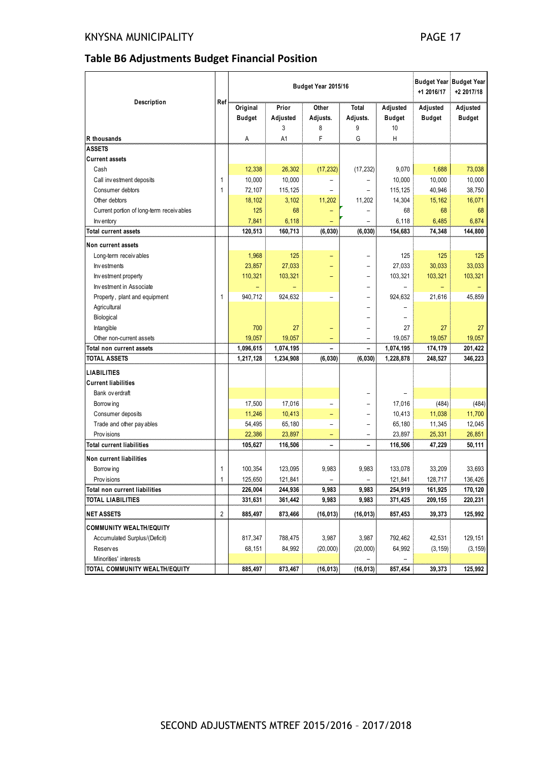## Table B6 Adjustments Budget Financial Position

| Description | Ref | Budget Year 2015/16 | | | | | Budget Year +1 2016/17 | Budget Year +2 2017/18 |
|---|---|---|---|---|---|---|---|---|
| | | Original Budget | Prior Adjusted | Other Adjusts. | Total Adjusts. | Adjusted Budget | Adjusted Budget | Adjusted Budget |
| | | | 3 | 8 | 9 | 10 | | |
| R thousands | | A | A1 | F | G | H | | |
| **ASSETS** | | | | | | | | |
| **Current assets** | | | | | | | | |
| Cash | | 12,338 | 26,302 | (17,232) | (17,232) | 9,070 | 1,688 | 73,038 |
| Call investment deposits | 1 | 10,000 | 10,000 | – | – | 10,000 | 10,000 | 10,000 |
| Consumer debtors | 1 | 72,107 | 115,125 | – | – | 115,125 | 40,946 | 38,750 |
| Other debtors | | 18,102 | 3,102 | 11,202 | 11,202 | 14,304 | 15,162 | 16,071 |
| Current portion of long-term receivables | | 125 | 68 | – | – | 68 | 68 | 68 |
| Inventory | | 7,841 | 6,118 | – | – | 6,118 | 6,485 | 6,874 |
| **Total current assets** | | **120,513** | **160,713** | **(6,030)** | **(6,030)** | **154,683** | **74,348** | **144,800** |
| **Non current assets** | | | | | | | | |
| Long-term receivables | | 1,968 | 125 | – | – | 125 | 125 | 125 |
| Investments | | 23,857 | 27,033 | – | – | 27,033 | 30,033 | 33,033 |
| Investment property | | 110,321 | 103,321 | – | – | 103,321 | 103,321 | 103,321 |
| Investment in Associate | | – | – | | – | – | – | – |
| Property, plant and equipment | 1 | 940,712 | 924,632 | – | – | 924,632 | 21,616 | 45,859 |
| Agricultural | | | | | – | – | | |
| Biological | | | | | – | – | | |
| Intangible | | 700 | 27 | – | – | 27 | 27 | 27 |
| Other non-current assets | | 19,057 | 19,057 | – | – | 19,057 | 19,057 | 19,057 |
| **Total non current assets** | | **1,096,615** | **1,074,195** | **–** | **–** | **1,074,195** | **174,179** | **201,422** |
| **TOTAL ASSETS** | | **1,217,128** | **1,234,908** | **(6,030)** | **(6,030)** | **1,228,878** | **248,527** | **346,223** |
| **LIABILITIES** | | | | | | | | |
| **Current liabilities** | | | | | | | | |
| Bank overdraft | | | | | – | – | | |
| Borrowing | | 17,500 | 17,016 | – | – | 17,016 | (484) | (484) |
| Consumer deposits | | 11,246 | 10,413 | – | – | 10,413 | 11,038 | 11,700 |
| Trade and other payables | | 54,495 | 65,180 | – | – | 65,180 | 11,345 | 12,045 |
| Provisions | | 22,386 | 23,897 | – | – | 23,897 | 25,331 | 26,851 |
| **Total current liabilities** | | **105,627** | **116,506** | **–** | **–** | **116,506** | **47,229** | **50,111** |
| **Non current liabilities** | | | | | | | | |
| Borrowing | 1 | 100,354 | 123,095 | 9,983 | 9,983 | 133,078 | 33,209 | 33,693 |
| Provisions | 1 | 125,650 | 121,841 | – | – | 121,841 | 128,717 | 136,426 |
| **Total non current liabilities** | | **226,004** | **244,936** | **9,983** | **9,983** | **254,919** | **161,925** | **170,120** |
| **TOTAL LIABILITIES** | | **331,631** | **361,442** | **9,983** | **9,983** | **371,425** | **209,155** | **220,231** |
| **NET ASSETS** | 2 | **885,497** | **873,466** | **(16,013)** | **(16,013)** | **857,453** | **39,373** | **125,992** |
| **COMMUNITY WEALTH/EQUITY** | | | | | | | | |
| Accumulated Surplus/(Deficit) | | 817,347 | 788,475 | 3,987 | 3,987 | 792,462 | 42,531 | 129,151 |
| Reserves | | 68,151 | 84,992 | (20,000) | (20,000) | 64,992 | (3,159) | (3,159) |
| Minorities' interests | | | | | – | – | | |
| **TOTAL COMMUNITY WEALTH/EQUITY** | | **885,497** | **873,467** | **(16,013)** | **(16,013)** | **857,454** | **39,373** | **125,992** |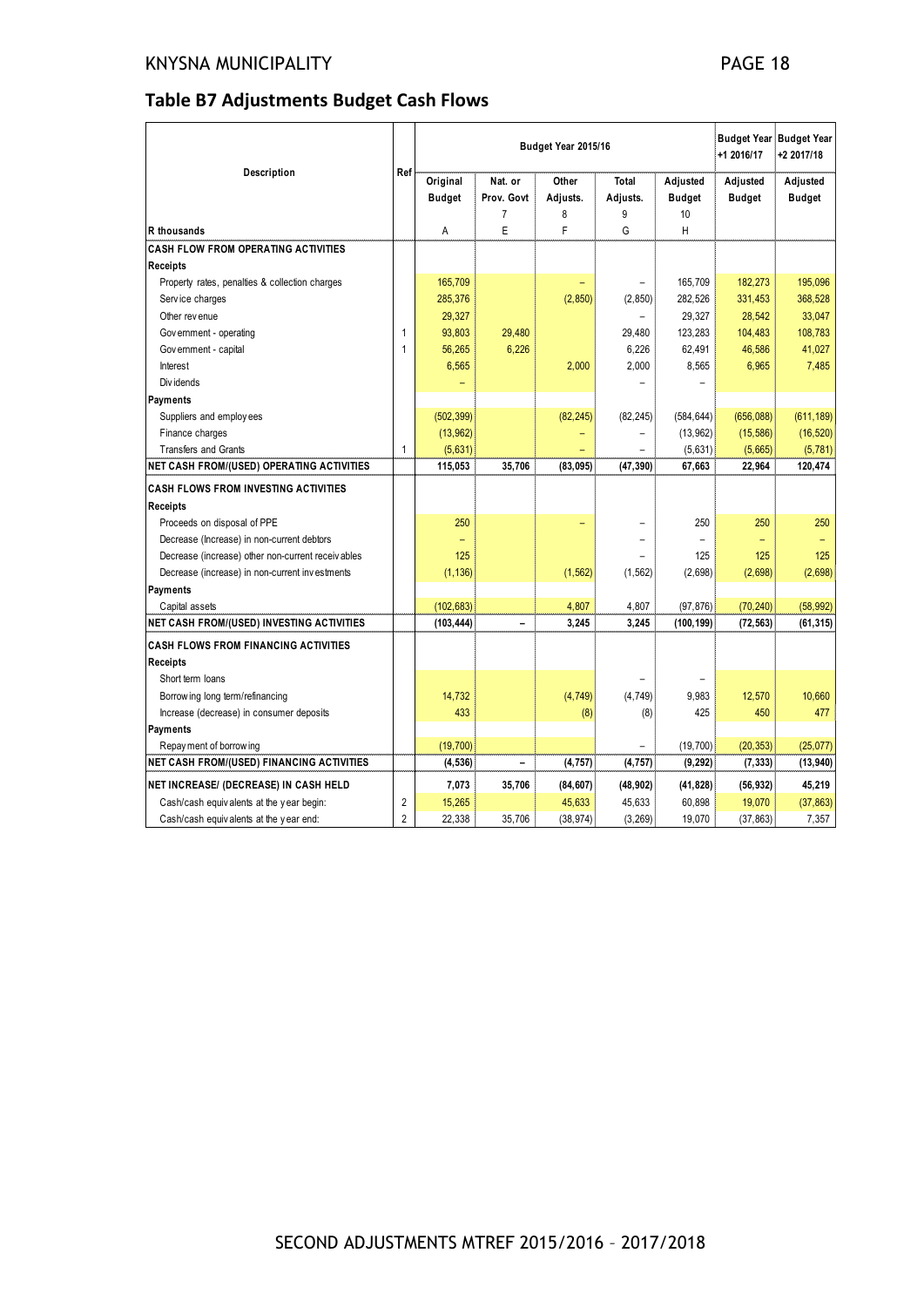## Table B7 Adjustments Budget Cash Flows

| Description | Ref | Budget Year 2015/16 | | | | | Budget Year +1 2016/17 | Budget Year +2 2017/18 |
|---|---|---|---|---|---|---|---|---|
| | | Original Budget | Nat. or Prov. Govt | Other Adjusts. | Total Adjusts. | Adjusted Budget | Adjusted Budget | Adjusted Budget |
| | | | 7 | 8 | 9 | 10 | | |
| R thousands | | A | E | F | G | H | | |
| **CASH FLOW FROM OPERATING ACTIVITIES** | | | | | | | | |
| **Receipts** | | | | | | | | |
| Property rates, penalties & collection charges | | 165,709 | | – | – | 165,709 | 182,273 | 195,096 |
| Service charges | | 285,376 | | (2,850) | (2,850) | 282,526 | 331,453 | 368,528 |
| Other revenue | | 29,327 | | | – | 29,327 | 28,542 | 33,047 |
| Government - operating | 1 | 93,803 | 29,480 | | 29,480 | 123,283 | 104,483 | 108,783 |
| Government - capital | 1 | 56,265 | 6,226 | | 6,226 | 62,491 | 46,586 | 41,027 |
| Interest | | 6,565 | | 2,000 | 2,000 | 8,565 | 6,965 | 7,485 |
| Dividends | | – | | | – | – | | |
| **Payments** | | | | | | | | |
| Suppliers and employees | | (502,399) | | (82,245) | (82,245) | (584,644) | (656,088) | (611,189) |
| Finance charges | | (13,962) | | – | – | (13,962) | (15,586) | (16,520) |
| Transfers and Grants | 1 | (5,631) | | – | – | (5,631) | (5,665) | (5,781) |
| **NET CASH FROM/(USED) OPERATING ACTIVITIES** | | **115,053** | **35,706** | **(83,095)** | **(47,390)** | **67,663** | **22,964** | **120,474** |
| **CASH FLOWS FROM INVESTING ACTIVITIES** | | | | | | | | |
| **Receipts** | | | | | | | | |
| Proceeds on disposal of PPE | | 250 | | – | – | 250 | 250 | 250 |
| Decrease (Increase) in non-current debtors | | – | | | – | – | – | – |
| Decrease (increase) other non-current receivables | | 125 | | | – | 125 | 125 | 125 |
| Decrease (increase) in non-current investments | | (1,136) | | (1,562) | (1,562) | (2,698) | (2,698) | (2,698) |
| **Payments** | | | | | | | | |
| Capital assets | | (102,683) | | 4,807 | 4,807 | (97,876) | (70,240) | (58,992) |
| **NET CASH FROM/(USED) INVESTING ACTIVITIES** | | **(103,444)** | **–** | **3,245** | **3,245** | **(100,199)** | **(72,563)** | **(61,315)** |
| **CASH FLOWS FROM FINANCING ACTIVITIES** | | | | | | | | |
| **Receipts** | | | | | | | | |
| Short term loans | | | | | – | – | | |
| Borrowing long term/refinancing | | 14,732 | | (4,749) | (4,749) | 9,983 | 12,570 | 10,660 |
| Increase (decrease) in consumer deposits | | 433 | | (8) | (8) | 425 | 450 | 477 |
| **Payments** | | | | | | | | |
| Repayment of borrowing | | (19,700) | | | – | (19,700) | (20,353) | (25,077) |
| **NET CASH FROM/(USED) FINANCING ACTIVITIES** | | **(4,536)** | **–** | **(4,757)** | **(4,757)** | **(9,292)** | **(7,333)** | **(13,940)** |
| **NET INCREASE/ (DECREASE) IN CASH HELD** | | **7,073** | **35,706** | **(84,607)** | **(48,902)** | **(41,828)** | **(56,932)** | **45,219** |
| Cash/cash equivalents at the year begin: | 2 | 15,265 | | 45,633 | 45,633 | 60,898 | 19,070 | (37,863) |
| Cash/cash equivalents at the year end: | 2 | 22,338 | 35,706 | (38,974) | (3,269) | 19,070 | (37,863) | 7,357 |

SECOND ADJUSTMENTS MTREF 2015/2016 – 2017/2018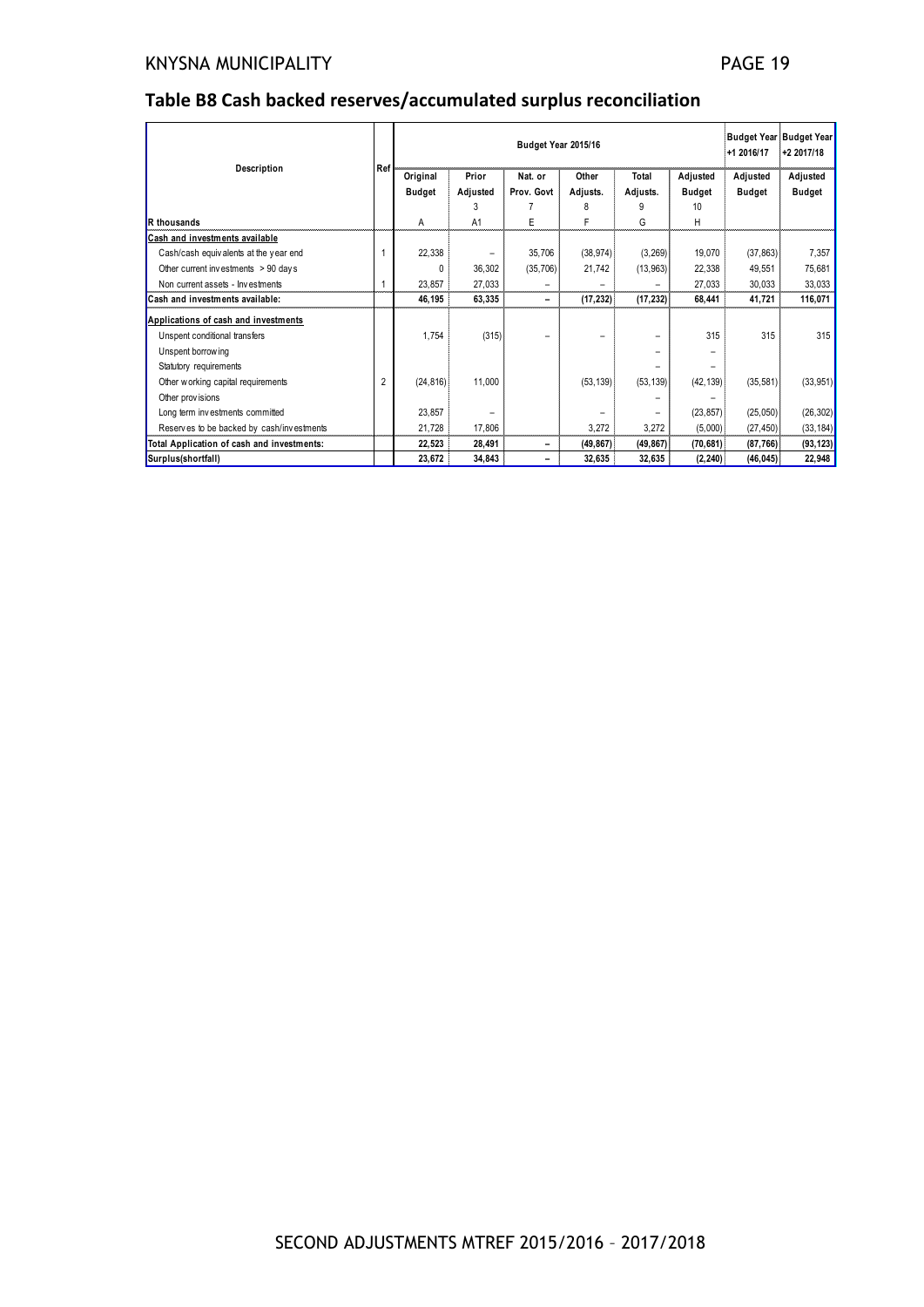## Table B8 Cash backed reserves/accumulated surplus reconciliation

| Description | Ref | Budget Year 2015/16 | | | | | | Budget Year +1 2016/17 | Budget Year +2 2017/18 |
|---|---|---|---|---|---|---|---|---|---|
| | | Original Budget | Prior Adjusted | Nat. or Prov. Govt | Other Adjusts. | Total Adjusts. | Adjusted Budget | Adjusted Budget | Adjusted Budget |
| | | | 3 | 7 | 8 | 9 | 10 | | |
| R thousands | | A | A1 | E | F | G | H | | |
| **Cash and investments available** | | | | | | | | | |
| Cash/cash equivalents at the year end | 1 | 22,338 | – | 35,706 | (38,974) | (3,269) | 19,070 | (37,863) | 7,357 |
| Other current investments > 90 days | | 0 | 36,302 | (35,706) | 21,742 | (13,963) | 22,338 | 49,551 | 75,681 |
| Non current assets - Investments | 1 | 23,857 | 27,033 | – | – | – | 27,033 | 30,033 | 33,033 |
| **Cash and investments available:** | | **46,195** | **63,335** | **–** | **(17,232)** | **(17,232)** | **68,441** | **41,721** | **116,071** |
| **Applications of cash and investments** | | | | | | | | | |
| Unspent conditional transfers | | 1,754 | (315) | – | – | – | 315 | 315 | 315 |
| Unspent borrowing | | | | | | – | – | | |
| Statutory requirements | | | | | | – | – | | |
| Other working capital requirements | 2 | (24,816) | 11,000 | | (53,139) | (53,139) | (42,139) | (35,581) | (33,951) |
| Other provisions | | | | | | – | – | | |
| Long term investments committed | | 23,857 | – | | – | – | (23,857) | (25,050) | (26,302) |
| Reserves to be backed by cash/investments | | 21,728 | 17,806 | | 3,272 | 3,272 | (5,000) | (27,450) | (33,184) |
| **Total Application of cash and investments:** | | **22,523** | **28,491** | **–** | **(49,867)** | **(49,867)** | **(70,681)** | **(87,766)** | **(93,123)** |
| **Surplus(shortfall)** | | **23,672** | **34,843** | **–** | **32,635** | **32,635** | **(2,240)** | **(46,045)** | **22,948** |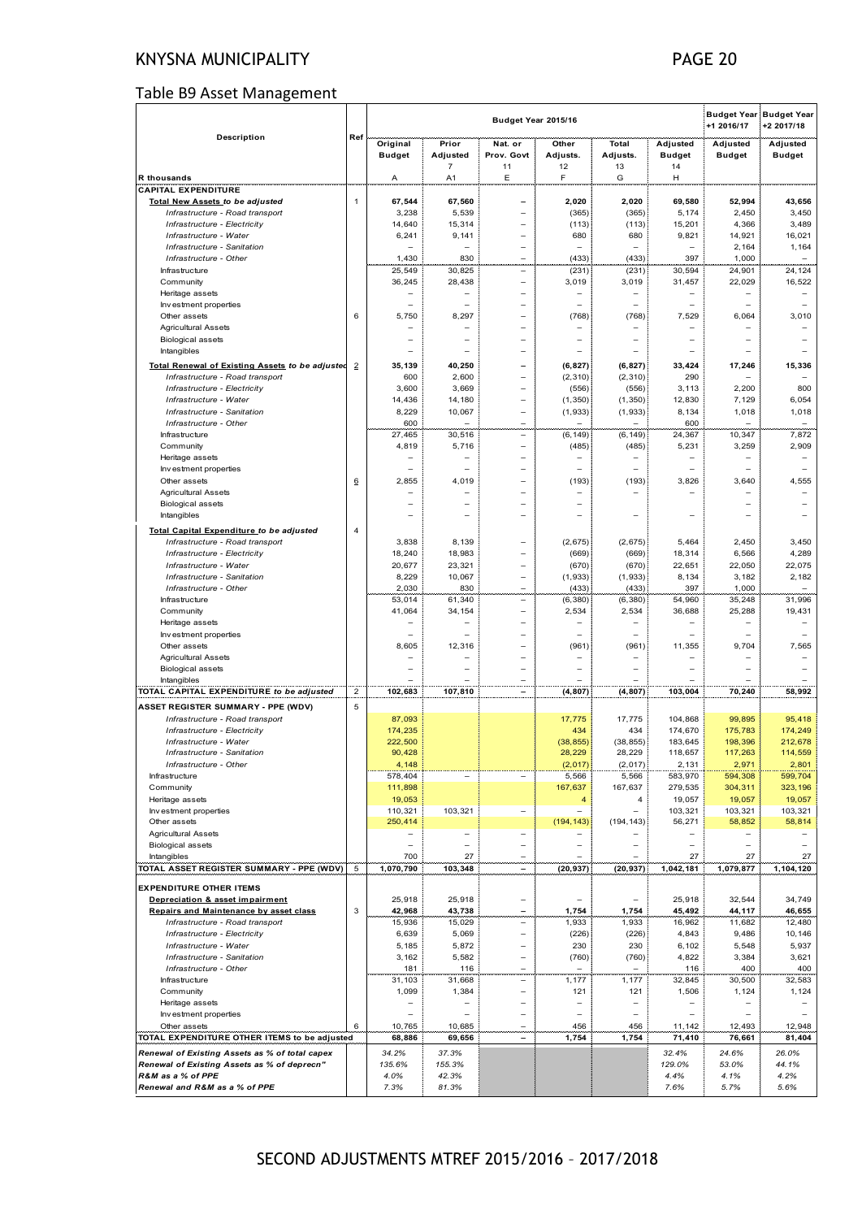## Table B9 Asset Management

| Description | Ref | Budget Year 2015/16 | | | | | | Budget Year +1 2016/17 | Budget Year +2 2017/18 |
|---|---|---|---|---|---|---|---|---|---|
| | | Original Budget | Prior Adjusted 7 | Nat. or Prov. Govt 11 | Other Adjusts. 12 | Total Adjusts. 13 | Adjusted Budget 14 | Adjusted Budget | Adjusted Budget |
| R thousands | | A | A1 | E | F | G | H | | |
| **CAPITAL EXPENDITURE** | | | | | | | | | |
| **Total New Assets** *to be adjusted* | 1 | 67,544 | 67,560 | – | 2,020 | 2,020 | 69,580 | 52,994 | 43,656 |
| *Infrastructure - Road transport* | | 3,238 | 5,539 | – | (365) | (365) | 5,174 | 2,450 | 3,450 |
| *Infrastructure - Electricity* | | 14,640 | 15,314 | – | (113) | (113) | 15,201 | 4,366 | 3,489 |
| *Infrastructure - Water* | | 6,241 | 9,141 | – | 680 | 680 | 9,821 | 14,921 | 16,021 |
| *Infrastructure - Sanitation* | | – | – | – | – | – | – | 2,164 | 1,164 |
| *Infrastructure - Other* | | 1,430 | 830 | – | (433) | (433) | 397 | 1,000 | – |
| Infrastructure | | 25,549 | 30,825 | – | (231) | (231) | 30,594 | 24,901 | 24,124 |
| Community | | 36,245 | 28,438 | – | 3,019 | 3,019 | 31,457 | 22,029 | 16,522 |
| Heritage assets | | – | – | – | – | – | – | – | – |
| Investment properties | | – | – | – | – | – | – | – | – |
| Other assets | 6 | 5,750 | 8,297 | – | (768) | (768) | 7,529 | 6,064 | 3,010 |
| Agricultural Assets | | – | – | – | – | – | – | – | – |
| Biological assets | | – | – | – | – | – | – | – | – |
| Intangibles | | – | – | – | – | – | – | – | – |
| **Total Renewal of Existing Assets** *to be adjusted* | 2 | 35,139 | 40,250 | – | (6,827) | (6,827) | 33,424 | 17,246 | 15,336 |
| *Infrastructure - Road transport* | | 600 | 2,600 | – | (2,310) | (2,310) | 290 | – | – |
| *Infrastructure - Electricity* | | 3,600 | 3,669 | – | (556) | (556) | 3,113 | 2,200 | 800 |
| *Infrastructure - Water* | | 14,436 | 14,180 | – | (1,350) | (1,350) | 12,830 | 7,129 | 6,054 |
| *Infrastructure - Sanitation* | | 8,229 | 10,067 | – | (1,933) | (1,933) | 8,134 | 1,018 | 1,018 |
| *Infrastructure - Other* | | 600 | – | – | – | – | 600 | – | – |
| Infrastructure | | 27,465 | 30,516 | – | (6,149) | (6,149) | 24,367 | 10,347 | 7,872 |
| Community | | 4,819 | 5,716 | – | (485) | (485) | 5,231 | 3,259 | 2,909 |
| Heritage assets | | – | – | – | – | – | – | – | – |
| Investment properties | | – | – | – | – | – | – | – | – |
| Other assets | 6 | 2,855 | 4,019 | – | (193) | (193) | 3,826 | 3,640 | 4,555 |
| Agricultural Assets | | – | – | – | – | – | – | – | – |
| Biological assets | | – | – | – | – | – | – | – | – |
| Intangibles | | – | – | – | – | – | – | – | – |
| **Total Capital Expenditure** *to be adjusted* | 4 | | | | | | | | |
| *Infrastructure - Road transport* | | 3,838 | 8,139 | – | (2,675) | (2,675) | 5,464 | 2,450 | 3,450 |
| *Infrastructure - Electricity* | | 18,240 | 18,983 | – | (669) | (669) | 18,314 | 6,566 | 4,289 |
| *Infrastructure - Water* | | 20,677 | 23,321 | – | (670) | (670) | 22,651 | 22,050 | 22,075 |
| *Infrastructure - Sanitation* | | 8,229 | 10,067 | – | (1,933) | (1,933) | 8,134 | 3,182 | 2,182 |
| *Infrastructure - Other* | | 2,030 | 830 | – | (433) | (433) | 397 | 1,000 | – |
| Infrastructure | | 53,014 | 61,340 | – | (6,380) | (6,380) | 54,960 | 35,248 | 31,996 |
| Community | | 41,064 | 34,154 | – | 2,534 | 2,534 | 36,688 | 25,288 | 19,431 |
| Heritage assets | | – | – | – | – | – | – | – | – |
| Investment properties | | – | – | – | – | – | – | – | – |
| Other assets | | 8,605 | 12,316 | – | (961) | (961) | 11,355 | 9,704 | 7,565 |
| Agricultural Assets | | – | – | – | – | – | – | – | – |
| Biological assets | | – | – | – | – | – | – | – | – |
| Intangibles | | – | – | – | – | – | – | – | – |
| **TOTAL CAPITAL EXPENDITURE** *to be adjusted* | 2 | 102,683 | 107,810 | – | (4,807) | (4,807) | 103,004 | 70,240 | 58,992 |
| **ASSET REGISTER SUMMARY - PPE (WDV)** | 5 | | | | | | | | |
| *Infrastructure - Road transport* | | 87,093 | | | 17,775 | 17,775 | 104,868 | 99,895 | 95,418 |
| *Infrastructure - Electricity* | | 174,235 | | | 434 | 434 | 174,670 | 175,783 | 174,249 |
| *Infrastructure - Water* | | 222,500 | | | (38,855) | (38,855) | 183,645 | 198,396 | 212,678 |
| *Infrastructure - Sanitation* | | 90,428 | | | 28,229 | 28,229 | 118,657 | 117,263 | 114,559 |
| *Infrastructure - Other* | | 4,148 | | | (2,017) | (2,017) | 2,131 | 2,971 | 2,801 |
| Infrastructure | | 578,404 | – | – | 5,566 | 5,566 | 583,970 | 594,308 | 599,704 |
| Community | | 111,898 | | | 167,637 | 167,637 | 279,535 | 304,311 | 323,196 |
| Heritage assets | | 19,053 | | | 4 | 4 | 19,057 | 19,057 | 19,057 |
| Investment properties | | 110,321 | 103,321 | – | – | – | 103,321 | 103,321 | 103,321 |
| Other assets | | 250,414 | | | (194,143) | (194,143) | 56,271 | 58,852 | 58,814 |
| Agricultural Assets | | – | – | – | – | – | – | – | – |
| Biological assets | | – | – | – | – | – | – | – | – |
| Intangibles | | 700 | 27 | – | – | – | 27 | 27 | 27 |
| **TOTAL ASSET REGISTER SUMMARY - PPE (WDV)** | 5 | 1,070,790 | 103,348 | – | (20,937) | (20,937) | 1,042,181 | 1,079,877 | 1,104,120 |
| **EXPENDITURE OTHER ITEMS** | | | | | | | | | |
| **Depreciation & asset impairment** | | 25,918 | 25,918 | – | – | – | 25,918 | 32,544 | 34,749 |
| **Repairs and Maintenance by asset class** | 3 | 42,968 | 43,738 | – | 1,754 | 1,754 | 45,492 | 44,117 | 46,655 |
| *Infrastructure - Road transport* | | 15,936 | 15,029 | – | 1,933 | 1,933 | 16,962 | 11,682 | 12,480 |
| *Infrastructure - Electricity* | | 6,639 | 5,069 | – | (226) | (226) | 4,843 | 9,486 | 10,146 |
| *Infrastructure - Water* | | 5,185 | 5,872 | – | 230 | 230 | 6,102 | 5,548 | 5,937 |
| *Infrastructure - Sanitation* | | 3,162 | 5,582 | – | (760) | (760) | 4,822 | 3,384 | 3,621 |
| *Infrastructure - Other* | | 181 | 116 | – | – | – | 116 | 400 | 400 |
| Infrastructure | | 31,103 | 31,668 | – | 1,177 | 1,177 | 32,845 | 30,500 | 32,583 |
| Community | | 1,099 | 1,384 | – | 121 | 121 | 1,506 | 1,124 | 1,124 |
| Heritage assets | | – | – | – | – | – | – | – | – |
| Investment properties | | – | – | – | – | – | – | – | – |
| Other assets | 6 | 10,765 | 10,685 | – | 456 | 456 | 11,142 | 12,493 | 12,948 |
| **TOTAL EXPENDITURE OTHER ITEMS to be adjusted** | | 68,886 | 69,656 | – | 1,754 | 1,754 | 71,410 | 76,661 | 81,404 |
| *Renewal of Existing Assets as % of total capex* | | 34.2% | 37.3% | | | | 32.4% | 24.6% | 26.0% |
| *Renewal of Existing Assets as % of deprecn"* | | 135.6% | 155.3% | | | | 129.0% | 53.0% | 44.1% |
| *R&M as a % of PPE* | | 4.0% | 42.3% | | | | 4.4% | 4.1% | 4.2% |
| *Renewal and R&M as a % of PPE* | | 7.3% | 81.3% | | | | 7.6% | 5.7% | 5.6% |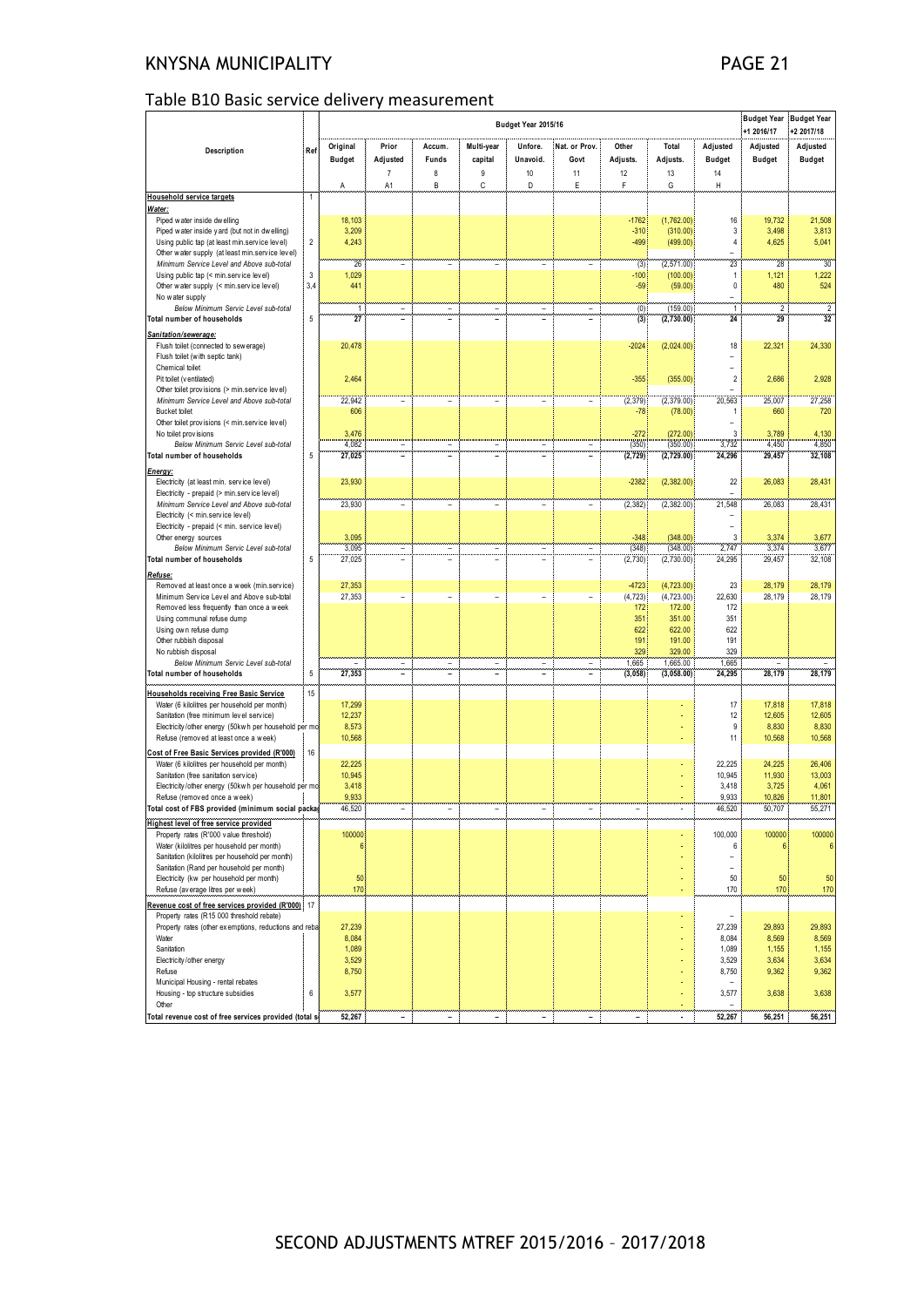## Table B10 Basic service delivery measurement

| Description | Ref | Budget Year 2015/16 | | | | | | | | | Budget Year +1 2016/17 | Budget Year +2 2017/18 |
|---|---|---|---|---|---|---|---|---|---|---|---|---|
| | | Original Budget | Prior Adjusted | Accum. Funds | Multi-year capital | Unfore. Unavoid. | Nat. or Prov. Govt | Other Adjusts. | Total Adjusts. | Adjusted Budget | Adjusted Budget | Adjusted Budget |
| | | | 7 | 8 | 9 | 10 | 11 | 12 | 13 | 14 | | |
| | | A | A1 | B | C | D | E | F | G | H | | |
| **Household service targets** | 1 | | | | | | | | | | | |
| ***Water:*** | | | | | | | | | | | | |
| Piped water inside dwelling | | 18,103 | | | | | | -1762 | (1,762.00) | 16 | 19,732 | 21,508 |
| Piped water inside yard (but not in dwelling) | | 3,209 | | | | | | -310 | (310.00) | 3 | 3,498 | 3,813 |
| Using public tap (at least min.service level) | 2 | 4,243 | | | | | | -499 | (499.00) | 4 | 4,625 | 5,041 |
| Other water supply (at least min.service level) | | | | | | | | | | – | | |
| *Minimum Service Level and Above sub-total* | | 26 | – | – | – | – | – | (3) | (2,571.00) | 23 | 28 | 30 |
| Using public tap (< min.service level) | 3 | 1,029 | | | | | | -100 | (100.00) | 1 | 1,121 | 1,222 |
| Other water supply (< min.service level) | 3,4 | 441 | | | | | | -59 | (59.00) | 0 | 480 | 524 |
| No water supply | | | | | | | | | | – | | |
| *Below Minimum Servic Level sub-total* | | 1 | – | – | – | – | – | (0) | (159.00) | 1 | 2 | 2 |
| **Total number of households** | 5 | 27 | – | – | – | – | – | (3) | (2,730.00) | 24 | 29 | 32 |
| ***Sanitation/sewerage:*** | | | | | | | | | | | | |
| Flush toilet (connected to sewerage) | | 20,478 | | | | | | -2024 | (2,024.00) | 18 | 22,321 | 24,330 |
| Flush toilet (with septic tank) | | | | | | | | | | – | | |
| Chemical toilet | | | | | | | | | | – | | |
| Pit toilet (ventilated) | | 2,464 | | | | | | -355 | (355.00) | 2 | 2,686 | 2,928 |
| Other toilet provisions (> min.service level) | | | | | | | | | | – | | |
| *Minimum Service Level and Above sub-total* | | 22,942 | – | – | – | – | – | (2,379) | (2,379.00) | 20,563 | 25,007 | 27,258 |
| Bucket toilet | | 606 | | | | | | -78 | (78.00) | 1 | 660 | 720 |
| Other toilet provisions (< min.service level) | | | | | | | | | | – | | |
| No toilet provisions | | 3,476 | | | | | | -272 | (272.00) | 3 | 3,789 | 4,130 |
| *Below Minimum Servic Level sub-total* | | 4,082 | – | – | – | – | – | (350) | (350.00) | 3,732 | 4,450 | 4,850 |
| **Total number of households** | 5 | 27,025 | – | – | – | – | – | (2,729) | (2,729.00) | 24,296 | 29,457 | 32,108 |
| ***Energy:*** | | | | | | | | | | | | |
| Electricity (at least min. service level) | | 23,930 | | | | | | -2382 | (2,382.00) | 22 | 26,083 | 28,431 |
| Electricity - prepaid (> min.service level) | | | | | | | | | | – | | |
| *Minimum Service Level and Above sub-total* | | 23,930 | – | – | – | – | – | (2,382) | (2,382.00) | 21,548 | 26,083 | 28,431 |
| Electricity (< min.service level) | | | | | | | | | | – | | |
| Electricity - prepaid (< min. service level) | | | | | | | | | | – | | |
| Other energy sources | | 3,095 | | | | | | -348 | (348.00) | 3 | 3,374 | 3,677 |
| *Below Minimum Servic Level sub-total* | | 3,095 | – | – | – | – | – | (348) | (348.00) | 2,748 | 3,374 | 3,677 |
| **Total number of households** | 5 | 27,025 | – | – | – | – | – | (2,730) | (2,730.00) | 24,295 | 29,457 | 32,108 |
| ***Refuse:*** | | | | | | | | | | | | |
| Removed at least once a week (min.service) | | 27,353 | | | | | | -4723 | (4,723.00) | 23 | 28,179 | 28,179 |
| Minimum Service Level and Above sub-total | | 27,353 | – | – | – | – | – | (4,723) | (4,723.00) | 22,630 | 28,179 | 28,179 |
| Removed less frequently than once a week | | | | | | | | 172 | 172.00 | 172 | | |
| Using communal refuse dump | | | | | | | | 351 | 351.00 | 351 | | |
| Using own refuse dump | | | | | | | | 622 | 622.00 | 622 | | |
| Other rubbish disposal | | | | | | | | 191 | 191.00 | 191 | | |
| No rubbish disposal | | | | | | | | 329 | 329.00 | 329 | | |
| *Below Minimum Servic Level sub-total* | | – | – | – | – | – | – | 1,665 | 1,665.00 | 1,665 | – | – |
| **Total number of households** | 5 | 27,353 | – | – | – | – | – | (3,058) | (3,058.00) | 24,295 | 28,179 | 28,179 |
| **Households receiving Free Basic Service** | 15 | | | | | | | | | | | |
| Water (6 kilolitres per household per month) | | 17,299 | | | | | | | - | 17 | 17,818 | 17,818 |
| Sanitation (free minimum level service) | | 12,237 | | | | | | | - | 12 | 12,605 | 12,605 |
| Electricity/other energy (50kwh per household per mo | | 8,573 | | | | | | | - | 9 | 8,830 | 8,830 |
| Refuse (removed at least once a week) | | 10,568 | | | | | | | - | 11 | 10,568 | 10,568 |
| **Cost of Free Basic Services provided (R'000)** | 16 | | | | | | | | | | | |
| Water (6 kilolitres per household per month) | | 22,225 | | | | | | | - | 22,225 | 24,225 | 26,406 |
| Sanitation (free sanitation service) | | 10,945 | | | | | | | - | 10,945 | 11,930 | 13,003 |
| Electricity/other energy (50kwh per household per mo | | 3,418 | | | | | | | - | 3,418 | 3,725 | 4,061 |
| Refuse (removed once a week) | | 9,933 | | | | | | | - | 9,933 | 10,826 | 11,801 |
| **Total cost of FBS provided (minimum social packa** | | 46,520 | – | – | – | – | – | – | - | 46,520 | 50,707 | 55,271 |
| **Highest level of free service provided** | | | | | | | | | | | | |
| Property rates (R'000 value threshold) | | 100000 | | | | | | | - | 100,000 | 100000 | 100000 |
| Water (kilolitres per household per month) | | 6 | | | | | | | - | 6 | 6 | 6 |
| Sanitation (kilolitres per household per month) | | | | | | | | | - | – | | |
| Sanitation (Rand per household per month) | | | | | | | | | - | – | | |
| Electricity (kw per household per month) | | 50 | | | | | | | - | 50 | 50 | 50 |
| Refuse (average litres per week) | | 170 | | | | | | | - | 170 | 170 | 170 |
| **Revenue cost of free services provided (R'000)** | 17 | | | | | | | | | | | |
| Property rates (R15 000 threshold rebate) | | | | | | | | | - | – | | |
| Property rates (other exemptions, reductions and reba | | 27,239 | | | | | | | - | 27,239 | 29,893 | 29,893 |
| Water | | 8,084 | | | | | | | - | 8,084 | 8,569 | 8,569 |
| Sanitation | | 1,089 | | | | | | | - | 1,089 | 1,155 | 1,155 |
| Electricity/other energy | | 3,529 | | | | | | | - | 3,529 | 3,634 | 3,634 |
| Refuse | | 8,750 | | | | | | | - | 8,750 | 9,362 | 9,362 |
| Municipal Housing - rental rebates | | | | | | | | | - | – | | |
| Housing - top structure subsidies | 6 | 3,577 | | | | | | | - | 3,577 | 3,638 | 3,638 |
| Other | | | | | | | | | - | – | | |
| **Total revenue cost of free services provided (total s** | | 52,267 | – | – | – | – | – | – | - | 52,267 | 56,251 | 56,251 |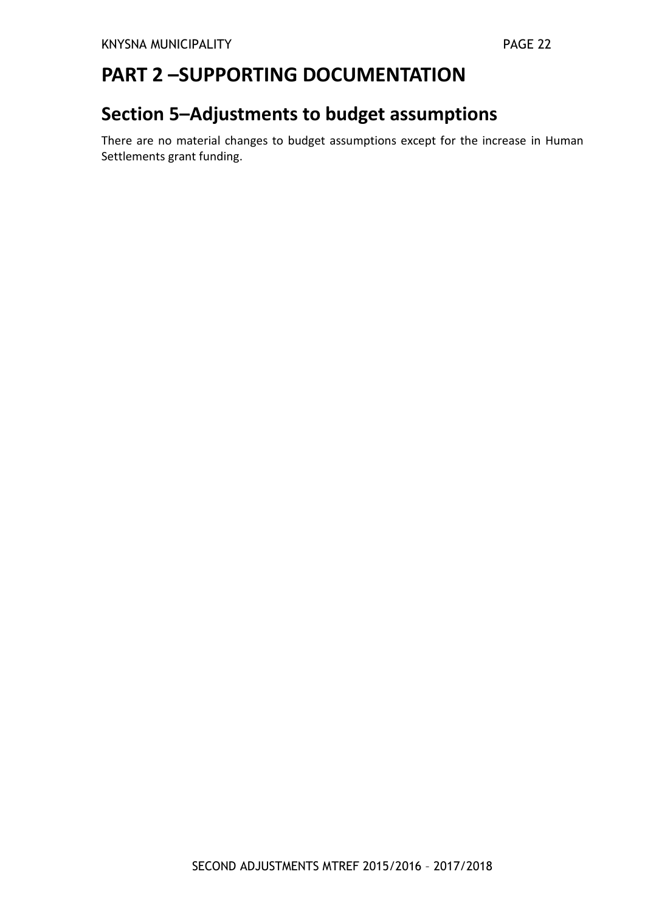# PART 2 –SUPPORTING DOCUMENTATION

## Section 5–Adjustments to budget assumptions

There are no material changes to budget assumptions except for the increase in Human Settlements grant funding.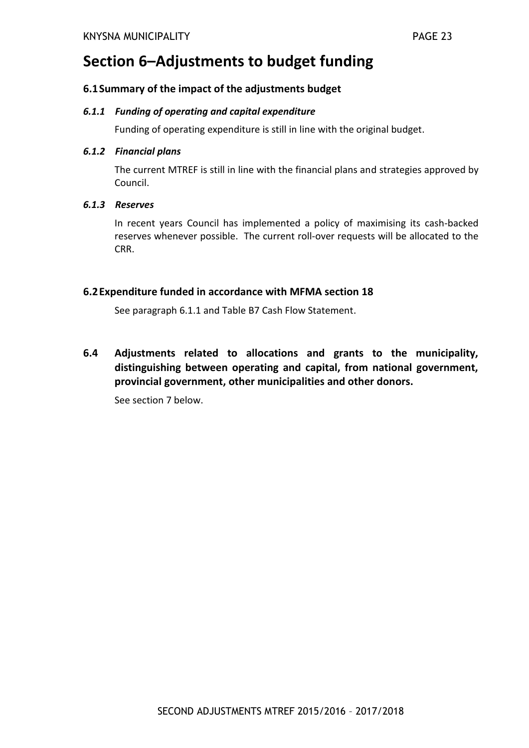# Section 6–Adjustments to budget funding

## 6.1 Summary of the impact of the adjustments budget

### *6.1.1 Funding of operating and capital expenditure*

Funding of operating expenditure is still in line with the original budget.

### *6.1.2 Financial plans*

The current MTREF is still in line with the financial plans and strategies approved by Council.

### *6.1.3 Reserves*

In recent years Council has implemented a policy of maximising its cash-backed reserves whenever possible. The current roll-over requests will be allocated to the CRR.

## 6.2 Expenditure funded in accordance with MFMA section 18

See paragraph 6.1.1 and Table B7 Cash Flow Statement.

## 6.4 Adjustments related to allocations and grants to the municipality, distinguishing between operating and capital, from national government, provincial government, other municipalities and other donors.

See section 7 below.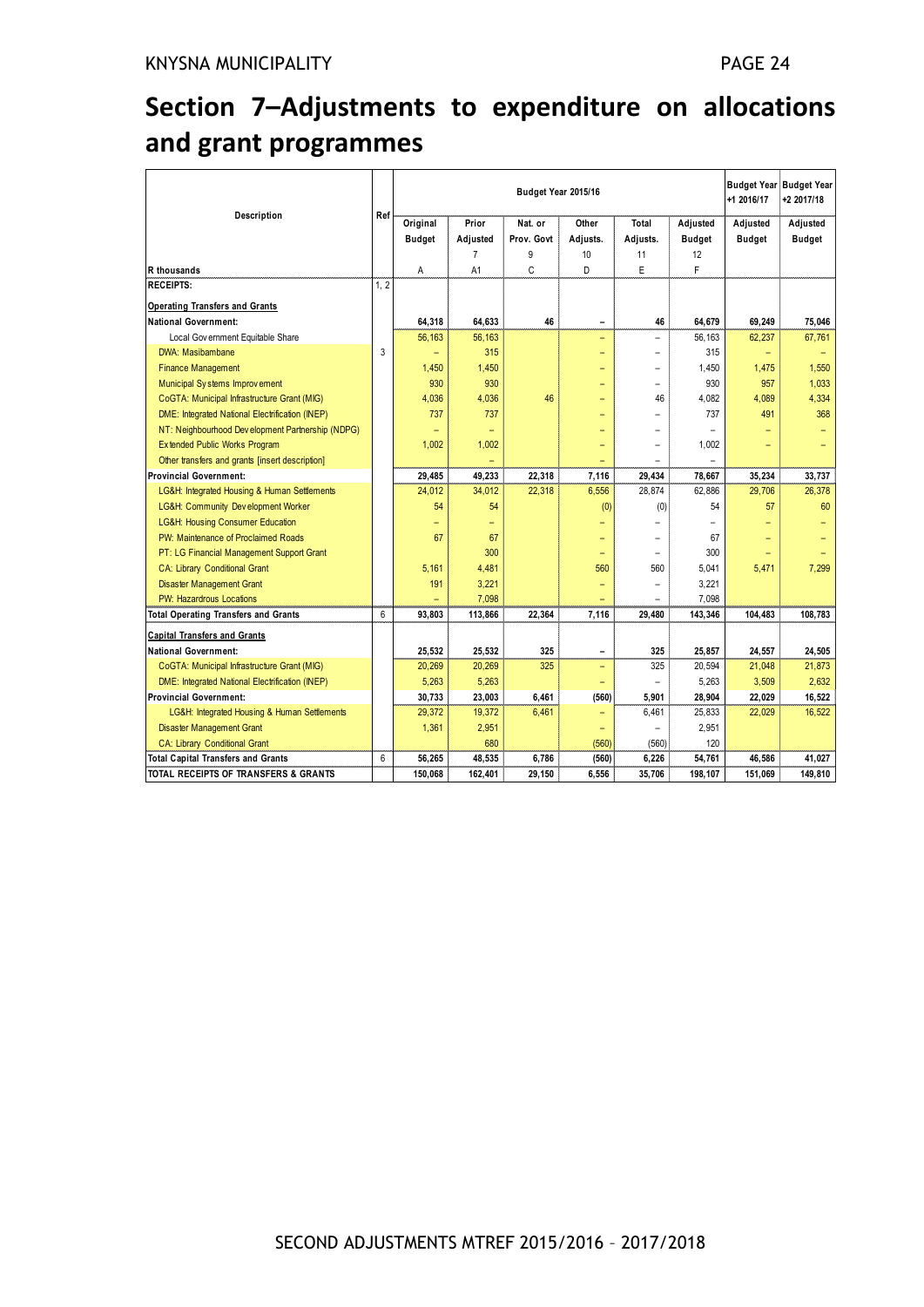# Section 7–Adjustments to expenditure on allocations and grant programmes

| Description | Ref | Budget Year 2015/16 | | | | | | Budget Year +1 2016/17 | Budget Year +2 2017/18 |
|---|---|---|---|---|---|---|---|---|---|
| | | Original Budget | Prior Adjusted | Nat. or Prov. Govt | Other Adjusts. | Total Adjusts. | Adjusted Budget | Adjusted Budget | Adjusted Budget |
| | | | 7 | 9 | 10 | 11 | 12 | | |
| R thousands | | A | A1 | C | D | E | F | | |
| **RECEIPTS:** | 1, 2 | | | | | | | | |
| **Operating Transfers and Grants** | | | | | | | | | |
| **National Government:** | | **64,318** | **64,633** | **46** | **–** | **46** | **64,679** | **69,249** | **75,046** |
| Local Government Equitable Share | | 56,163 | 56,163 | | – | – | 56,163 | 62,237 | 67,761 |
| DWA: Masibambane | 3 | – | 315 | | – | – | 315 | – | – |
| Finance Management | | 1,450 | 1,450 | | – | – | 1,450 | 1,475 | 1,550 |
| Municipal Systems Improvement | | 930 | 930 | | – | – | 930 | 957 | 1,033 |
| CoGTA: Municipal Infrastructure Grant (MIG) | | 4,036 | 4,036 | 46 | – | 46 | 4,082 | 4,089 | 4,334 |
| DME: Integrated National Electrification (INEP) | | 737 | 737 | | – | – | 737 | 491 | 368 |
| NT: Neighbourhood Development Partnership (NDPG) | | – | – | | – | – | – | – | – |
| Extended Public Works Program | | 1,002 | 1,002 | | – | – | 1,002 | – | – |
| Other transfers and grants [insert description] | | | – | | – | – | – | | |
| **Provincial Government:** | | **29,485** | **49,233** | **22,318** | **7,116** | **29,434** | **78,667** | **35,234** | **33,737** |
| LG&H: Integrated Housing & Human Settlements | | 24,012 | 34,012 | 22,318 | 6,556 | 28,874 | 62,886 | 29,706 | 26,378 |
| LG&H: Community Development Worker | | 54 | 54 | | (0) | (0) | 54 | 57 | 60 |
| LG&H: Housing Consumer Education | | – | – | | – | – | – | – | – |
| PW: Maintenance of Proclaimed Roads | | 67 | 67 | | – | – | 67 | – | – |
| PT: LG Financial Management Support Grant | | | 300 | | – | – | 300 | – | – |
| CA: Library Conditional Grant | | 5,161 | 4,481 | | 560 | 560 | 5,041 | 5,471 | 7,299 |
| Disaster Management Grant | | 191 | 3,221 | | – | – | 3,221 | | |
| PW: Hazardrous Locations | | – | 7,098 | | – | – | 7,098 | | |
| **Total Operating Transfers and Grants** | 6 | **93,803** | **113,866** | **22,364** | **7,116** | **29,480** | **143,346** | **104,483** | **108,783** |
| **Capital Transfers and Grants** | | | | | | | | | |
| **National Government:** | | **25,532** | **25,532** | **325** | **–** | **325** | **25,857** | **24,557** | **24,505** |
| CoGTA: Municipal Infrastructure Grant (MIG) | | 20,269 | 20,269 | 325 | – | 325 | 20,594 | 21,048 | 21,873 |
| DME: Integrated National Electrification (INEP) | | 5,263 | 5,263 | | – | – | 5,263 | 3,509 | 2,632 |
| **Provincial Government:** | | **30,733** | **23,003** | **6,461** | **(560)** | **5,901** | **28,904** | **22,029** | **16,522** |
| LG&H: Integrated Housing & Human Settlements | | 29,372 | 19,372 | 6,461 | – | 6,461 | 25,833 | 22,029 | 16,522 |
| Disaster Management Grant | | 1,361 | 2,951 | | – | – | 2,951 | | |
| CA: Library Conditional Grant | | | 680 | | (560) | (560) | 120 | | |
| **Total Capital Transfers and Grants** | 6 | **56,265** | **48,535** | **6,786** | **(560)** | **6,226** | **54,761** | **46,586** | **41,027** |
| **TOTAL RECEIPTS OF TRANSFERS & GRANTS** | | **150,068** | **162,401** | **29,150** | **6,556** | **35,706** | **198,107** | **151,069** | **149,810** |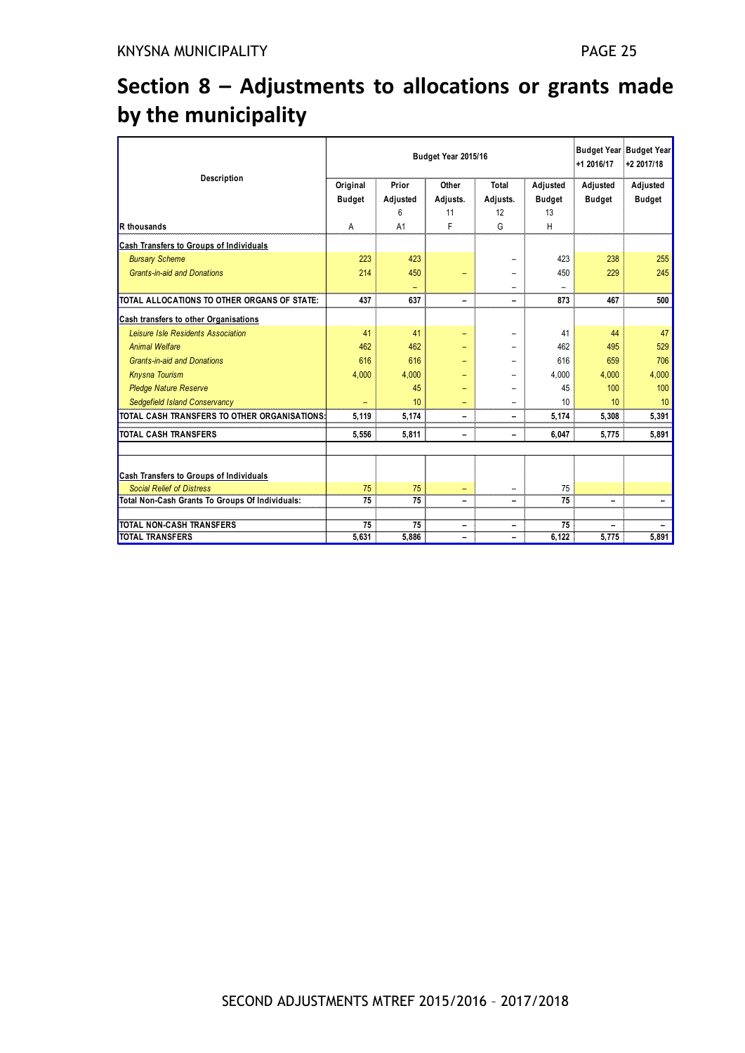# Section 8 – Adjustments to allocations or grants made by the municipality

| Description | Budget Year 2015/16 | | | | | Budget Year +1 2016/17 | Budget Year +2 2017/18 |
|---|---|---|---|---|---|---|---|
| | Original Budget | Prior Adjusted 6 | Other Adjusts. 11 | Total Adjusts. 12 | Adjusted Budget 13 | Adjusted Budget | Adjusted Budget |
| R thousands | A | A1 | F | G | H | | |
| **Cash Transfers to Groups of Individuals** | | | | | | | |
| *Bursary Scheme* | 223 | 423 | | – | 423 | 238 | 255 |
| *Grants-in-aid and Donations* | 214 | 450 | – | – | 450 | 229 | 245 |
| | | – | | – | – | | |
| **TOTAL ALLOCATIONS TO OTHER ORGANS OF STATE:** | 437 | 637 | – | – | 873 | 467 | 500 |
| **Cash transfers to other Organisations** | | | | | | | |
| *Leisure Isle Residents Association* | 41 | 41 | – | – | 41 | 44 | 47 |
| *Animal Welfare* | 462 | 462 | – | – | 462 | 495 | 529 |
| *Grants-in-aid and Donations* | 616 | 616 | – | – | 616 | 659 | 706 |
| *Knysna Tourism* | 4,000 | 4,000 | – | – | 4,000 | 4,000 | 4,000 |
| *Pledge Nature Reserve* | | 45 | – | – | 45 | 100 | 100 |
| *Sedgefield Island Conservancy* | – | 10 | – | – | 10 | 10 | 10 |
| **TOTAL CASH TRANSFERS TO OTHER ORGANISATIONS:** | 5,119 | 5,174 | – | – | 5,174 | 5,308 | 5,391 |
| **TOTAL CASH TRANSFERS** | 5,556 | 5,811 | – | – | 6,047 | 5,775 | 5,891 |
| **Cash Transfers to Groups of Individuals** | | | | | | | |
| *Social Relief of Distress* | 75 | 75 | – | – | 75 | | |
| **Total Non-Cash Grants To Groups Of Individuals:** | 75 | 75 | – | – | 75 | – | – |
| **TOTAL NON-CASH TRANSFERS** | 75 | 75 | – | – | 75 | – | – |
| **TOTAL TRANSFERS** | 5,631 | 5,886 | – | – | 6,122 | 5,775 | 5,891 |

SECOND ADJUSTMENTS MTREF 2015/2016 – 2017/2018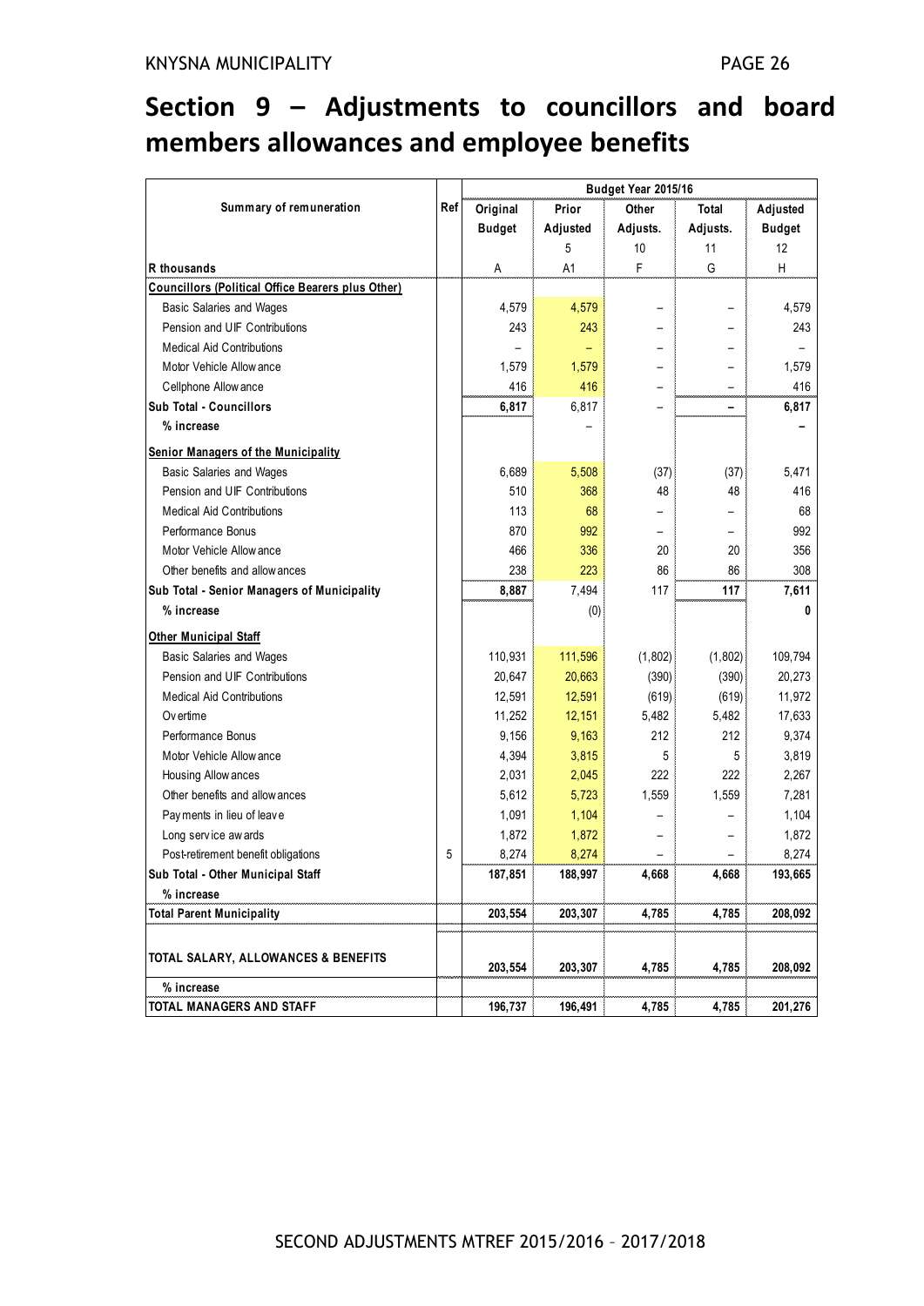# Section 9 – Adjustments to councillors and board members allowances and employee benefits

| Summary of remuneration | Ref | Budget Year 2015/16 | | | | |
|---|---|---|---|---|---|---|
| | | Original Budget | Prior Adjusted | Other Adjusts. | Total Adjusts. | Adjusted Budget |
| | | | 5 | 10 | 11 | 12 |
| R thousands | | A | A1 | F | G | H |
| **Councillors (Political Office Bearers plus Other)** | | | | | | |
| Basic Salaries and Wages | | 4,579 | 4,579 | – | – | 4,579 |
| Pension and UIF Contributions | | 243 | 243 | – | – | 243 |
| Medical Aid Contributions | | – | – | – | – | – |
| Motor Vehicle Allowance | | 1,579 | 1,579 | – | – | 1,579 |
| Cellphone Allowance | | 416 | 416 | – | – | 416 |
| **Sub Total - Councillors** | | **6,817** | 6,817 | – | – | **6,817** |
| **% increase** | | | – | | | – |
| **Senior Managers of the Municipality** | | | | | | |
| Basic Salaries and Wages | | 6,689 | 5,508 | (37) | (37) | 5,471 |
| Pension and UIF Contributions | | 510 | 368 | 48 | 48 | 416 |
| Medical Aid Contributions | | 113 | 68 | – | – | 68 |
| Performance Bonus | | 870 | 992 | – | – | 992 |
| Motor Vehicle Allowance | | 466 | 336 | 20 | 20 | 356 |
| Other benefits and allowances | | 238 | 223 | 86 | 86 | 308 |
| **Sub Total - Senior Managers of Municipality** | | **8,887** | 7,494 | 117 | **117** | **7,611** |
| **% increase** | | | (0) | | | **0** |
| **Other Municipal Staff** | | | | | | |
| Basic Salaries and Wages | | 110,931 | 111,596 | (1,802) | (1,802) | 109,794 |
| Pension and UIF Contributions | | 20,647 | 20,663 | (390) | (390) | 20,273 |
| Medical Aid Contributions | | 12,591 | 12,591 | (619) | (619) | 11,972 |
| Overtime | | 11,252 | 12,151 | 5,482 | 5,482 | 17,633 |
| Performance Bonus | | 9,156 | 9,163 | 212 | 212 | 9,374 |
| Motor Vehicle Allowance | | 4,394 | 3,815 | 5 | 5 | 3,819 |
| Housing Allowances | | 2,031 | 2,045 | 222 | 222 | 2,267 |
| Other benefits and allowances | | 5,612 | 5,723 | 1,559 | 1,559 | 7,281 |
| Payments in lieu of leave | | 1,091 | 1,104 | – | – | 1,104 |
| Long service awards | | 1,872 | 1,872 | – | – | 1,872 |
| Post-retirement benefit obligations | 5 | 8,274 | 8,274 | – | – | 8,274 |
| **Sub Total - Other Municipal Staff** | | **187,851** | **188,997** | **4,668** | **4,668** | **193,665** |
| **% increase** | | | | | | |
| **Total Parent Municipality** | | **203,554** | **203,307** | **4,785** | **4,785** | **208,092** |
| **TOTAL SALARY, ALLOWANCES & BENEFITS** | | **203,554** | **203,307** | **4,785** | **4,785** | **208,092** |
| **% increase** | | | | | | |
| **TOTAL MANAGERS AND STAFF** | | **196,737** | **196,491** | **4,785** | **4,785** | **201,276** |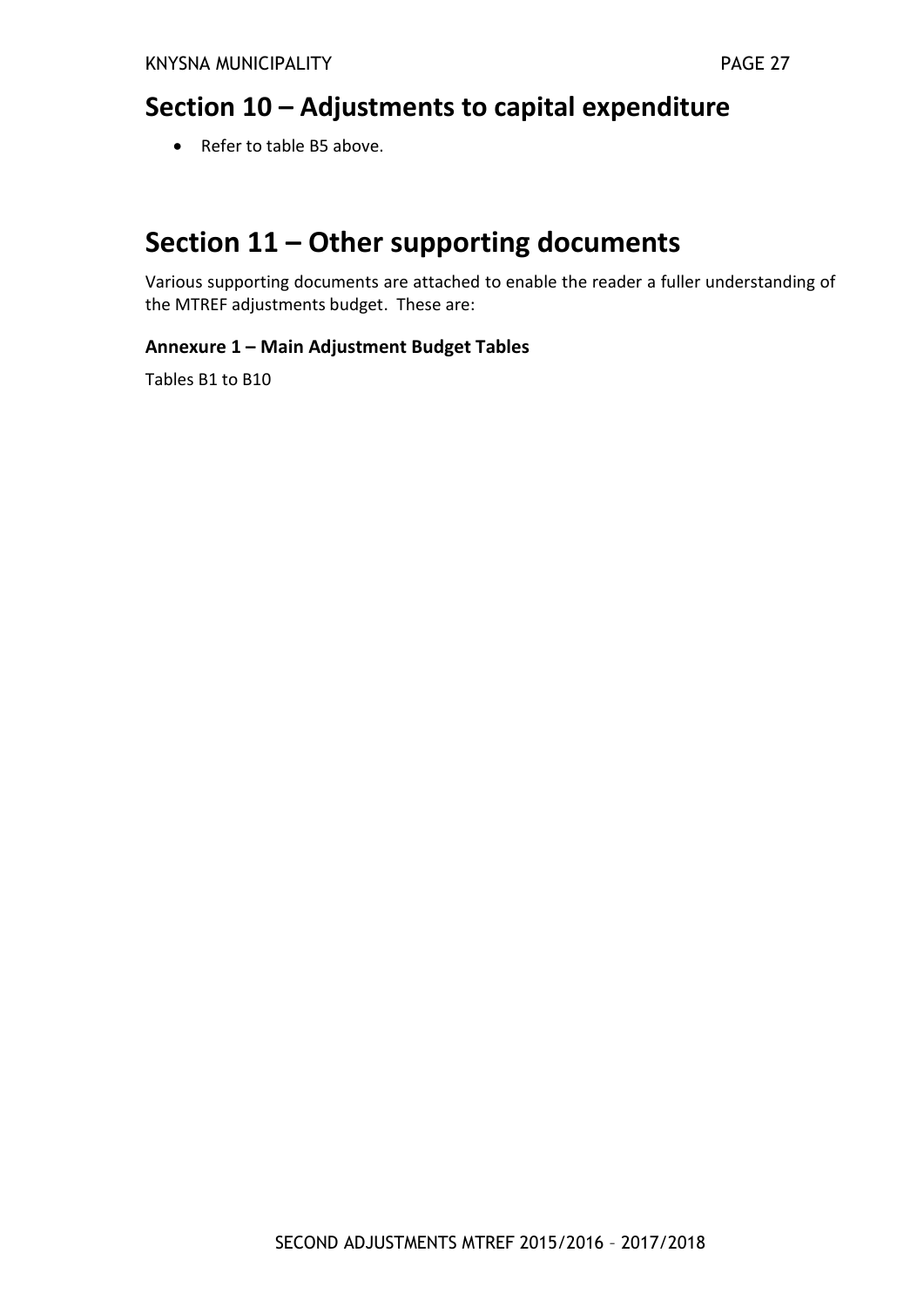## Section 10 – Adjustments to capital expenditure

- Refer to table B5 above.

## Section 11 – Other supporting documents

Various supporting documents are attached to enable the reader a fuller understanding of the MTREF adjustments budget. These are:

### Annexure 1 – Main Adjustment Budget Tables

Tables B1 to B10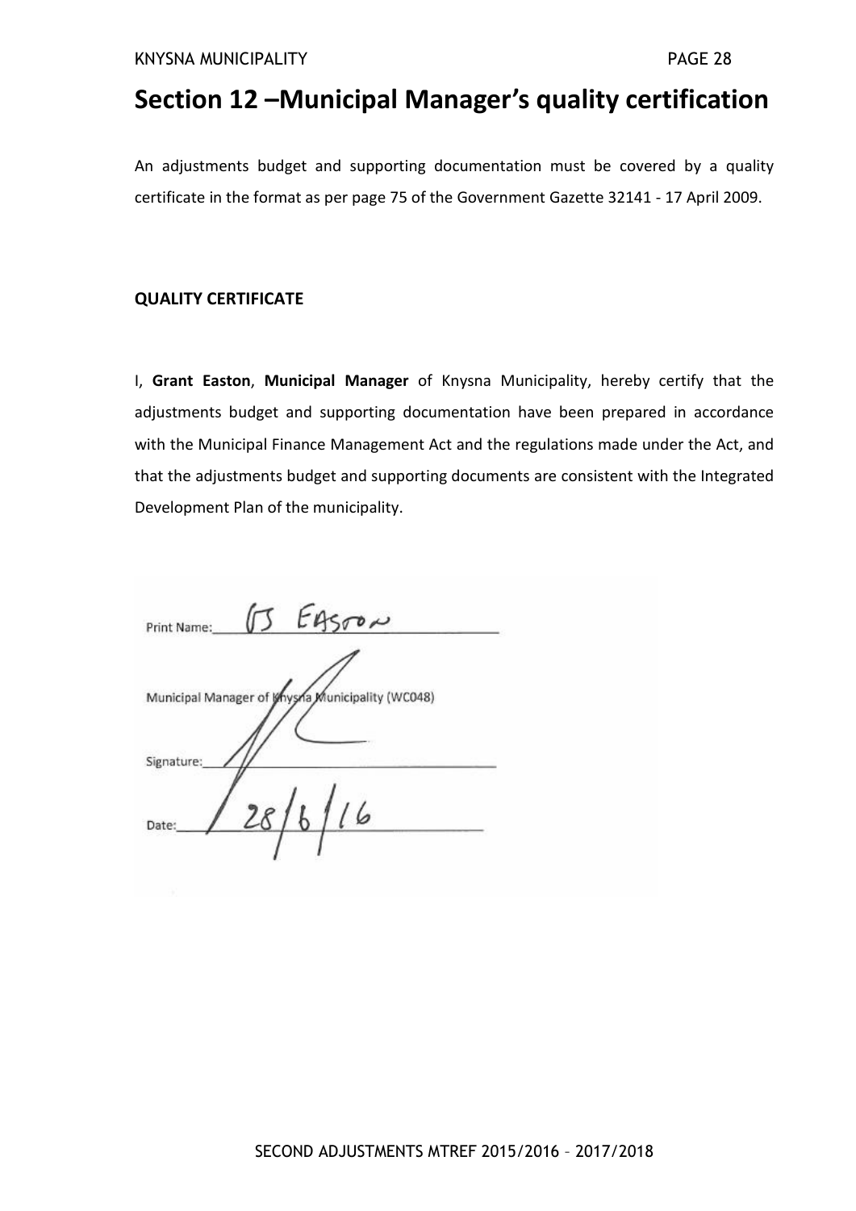# Section 12 –Municipal Manager's quality certification

An adjustments budget and supporting documentation must be covered by a quality certificate in the format as per page 75 of the Government Gazette 32141 - 17 April 2009.

**QUALITY CERTIFICATE**

I, **Grant Easton**, **Municipal Manager** of Knysna Municipality, hereby certify that the adjustments budget and supporting documentation have been prepared in accordance with the Municipal Finance Management Act and the regulations made under the Act, and that the adjustments budget and supporting documents are consistent with the Integrated Development Plan of the municipality.

Print Name: GJ EASTON

Municipal Manager of Knysna Municipality (WC048)

Signature:

Date: 28/6/16